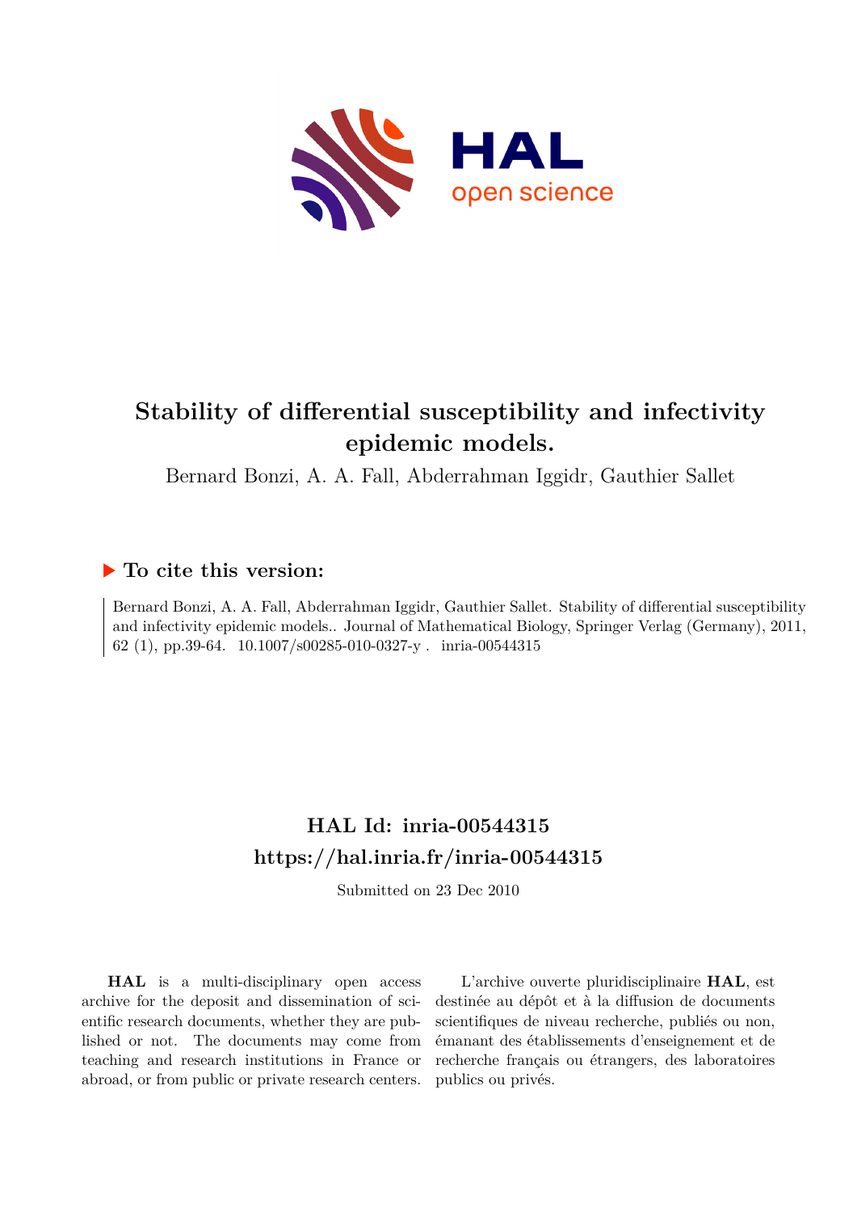# Stability of differential susceptibility and infectivity epidemic models.

Bernard Bonzi, A. A. Fall, Abderrahman Iggidr, Gauthier Sallet

## ▶ To cite this version:

Bernard Bonzi, A. A. Fall, Abderrahman Iggidr, Gauthier Sallet. Stability of differential susceptibility and infectivity epidemic models.. Journal of Mathematical Biology, Springer Verlag (Germany), 2011, 62 (1), pp.39-64. 10.1007/s00285-010-0327-y . inria-00544315

## HAL Id: inria-00544315
## https://hal.inria.fr/inria-00544315

Submitted on 23 Dec 2010

**HAL** is a multi-disciplinary open access archive for the deposit and dissemination of scientific research documents, whether they are published or not. The documents may come from teaching and research institutions in France or abroad, or from public or private research centers.

L'archive ouverte pluridisciplinaire **HAL**, est destinée au dépôt et à la diffusion de documents scientifiques de niveau recherche, publiés ou non, émanant des établissements d'enseignement et de recherche français ou étrangers, des laboratoires publics ou privés.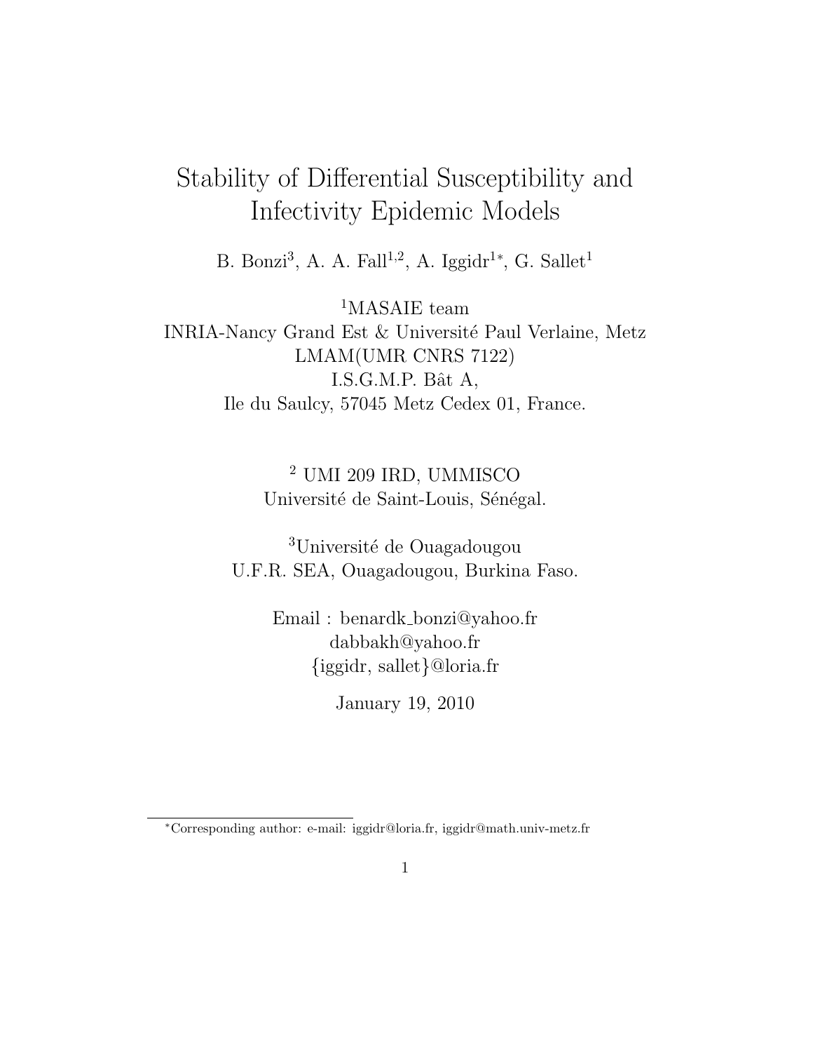# Stability of Differential Susceptibility and Infectivity Epidemic Models

B. Bonzi[3], A. A. Fall[1,2], A. Iggidr[1*], G. Sallet[1]

[1]MASAIE team
INRIA-Nancy Grand Est & Université Paul Verlaine, Metz
LMAM(UMR CNRS 7122)
I.S.G.M.P. Bât A,
Ile du Saulcy, 57045 Metz Cedex 01, France.

[2] UMI 209 IRD, UMMISCO
Université de Saint-Louis, Sénégal.

[3]Université de Ouagadougou
U.F.R. SEA, Ouagadougou, Burkina Faso.

Email : benardk_bonzi@yahoo.fr
dabbakh@yahoo.fr
{iggidr, sallet}@loria.fr

January 19, 2010

[*]Corresponding author: e-mail: iggidr@loria.fr, iggidr@math.univ-metz.fr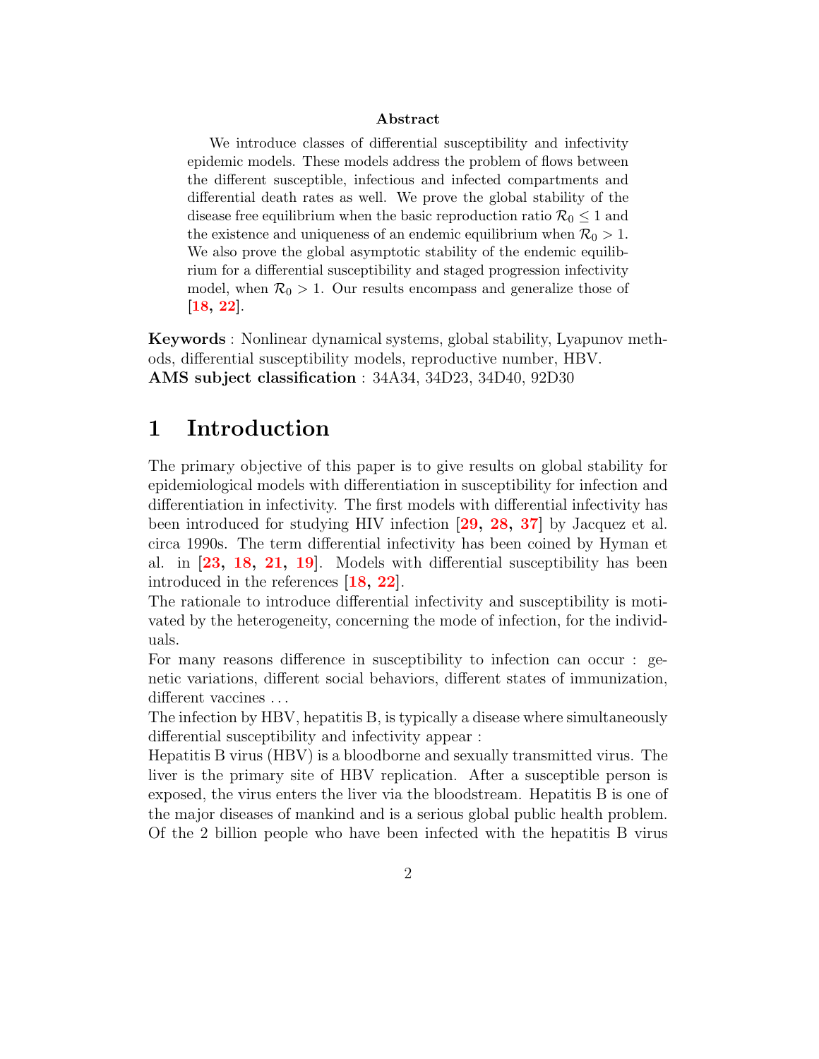**Abstract**

We introduce classes of differential susceptibility and infectivity epidemic models. These models address the problem of flows between the different susceptible, infectious and infected compartments and differential death rates as well. We prove the global stability of the disease free equilibrium when the basic reproduction ratio $\mathcal{R}_0 \leq 1$ and the existence and uniqueness of an endemic equilibrium when $\mathcal{R}_0 > 1$. We also prove the global asymptotic stability of the endemic equilibrium for a differential susceptibility and staged progression infectivity model, when $\mathcal{R}_0 > 1$. Our results encompass and generalize those of [18, 22].

**Keywords** : Nonlinear dynamical systems, global stability, Lyapunov methods, differential susceptibility models, reproductive number, HBV.
**AMS subject classification** : 34A34, 34D23, 34D40, 92D30

# 1 Introduction

The primary objective of this paper is to give results on global stability for epidemiological models with differentiation in susceptibility for infection and differentiation in infectivity. The first models with differential infectivity has been introduced for studying HIV infection [29, 28, 37] by Jacquez et al. circa 1990s. The term differential infectivity has been coined by Hyman et al. in [23, 18, 21, 19]. Models with differential susceptibility has been introduced in the references [18, 22].
The rationale to introduce differential infectivity and susceptibility is motivated by the heterogeneity, concerning the mode of infection, for the individuals.
For many reasons difference in susceptibility to infection can occur : genetic variations, different social behaviors, different states of immunization, different vaccines . . .
The infection by HBV, hepatitis B, is typically a disease where simultaneously differential susceptibility and infectivity appear :
Hepatitis B virus (HBV) is a bloodborne and sexually transmitted virus. The liver is the primary site of HBV replication. After a susceptible person is exposed, the virus enters the liver via the bloodstream. Hepatitis B is one of the major diseases of mankind and is a serious global public health problem. Of the 2 billion people who have been infected with the hepatitis B virus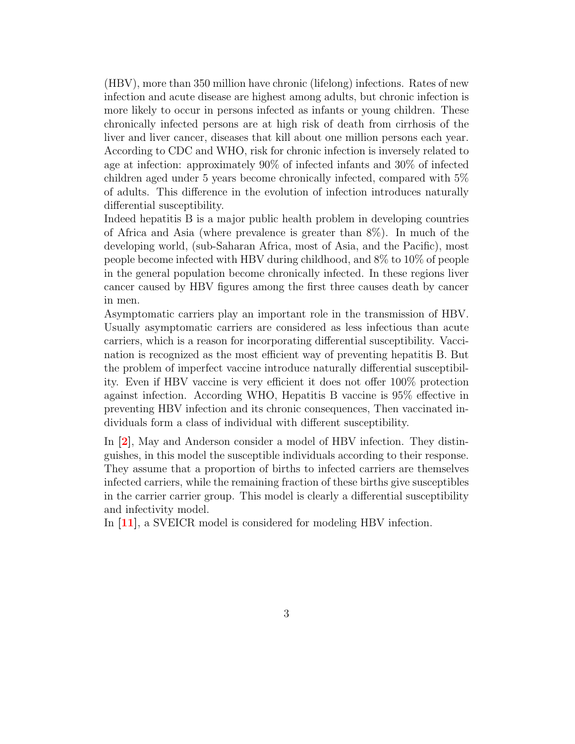(HBV), more than 350 million have chronic (lifelong) infections. Rates of new infection and acute disease are highest among adults, but chronic infection is more likely to occur in persons infected as infants or young children. These chronically infected persons are at high risk of death from cirrhosis of the liver and liver cancer, diseases that kill about one million persons each year. According to CDC and WHO, risk for chronic infection is inversely related to age at infection: approximately 90% of infected infants and 30% of infected children aged under 5 years become chronically infected, compared with 5% of adults. This difference in the evolution of infection introduces naturally differential susceptibility.

Indeed hepatitis B is a major public health problem in developing countries of Africa and Asia (where prevalence is greater than 8%). In much of the developing world, (sub-Saharan Africa, most of Asia, and the Pacific), most people become infected with HBV during childhood, and 8% to 10% of people in the general population become chronically infected. In these regions liver cancer caused by HBV figures among the first three causes death by cancer in men.

Asymptomatic carriers play an important role in the transmission of HBV. Usually asymptomatic carriers are considered as less infectious than acute carriers, which is a reason for incorporating differential susceptibility. Vaccination is recognized as the most efficient way of preventing hepatitis B. But the problem of imperfect vaccine introduce naturally differential susceptibility. Even if HBV vaccine is very efficient it does not offer 100% protection against infection. According WHO, Hepatitis B vaccine is 95% effective in preventing HBV infection and its chronic consequences, Then vaccinated individuals form a class of individual with different susceptibility.

In [2], May and Anderson consider a model of HBV infection. They distinguishes, in this model the susceptible individuals according to their response. They assume that a proportion of births to infected carriers are themselves infected carriers, while the remaining fraction of these births give susceptibles in the carrier carrier group. This model is clearly a differential susceptibility and infectivity model.

In [11], a SVEICR model is considered for modeling HBV infection.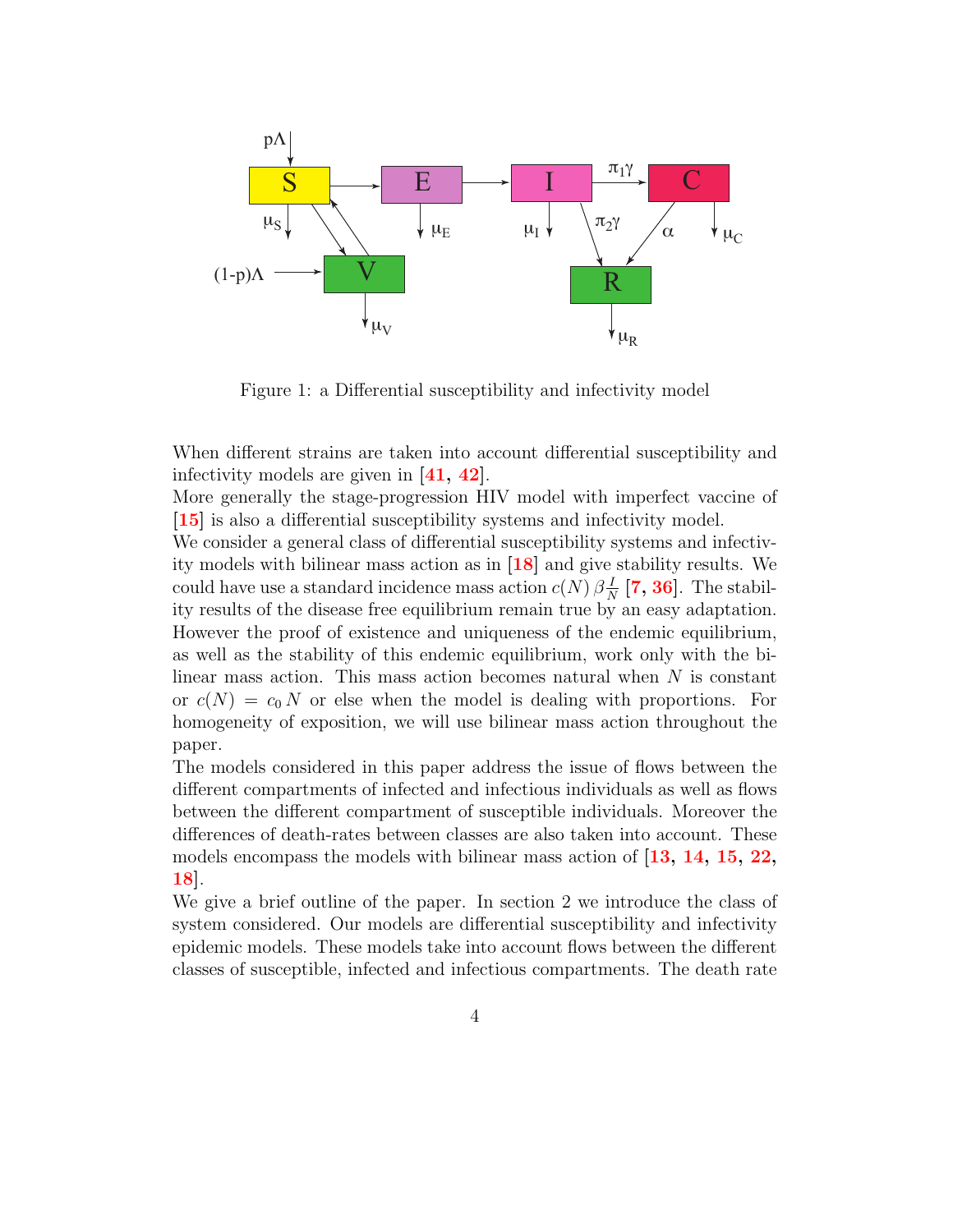Figure 1: a Differential susceptibility and infectivity model

When different strains are taken into account differential susceptibility and infectivity models are given in [41, 42].
More generally the stage-progression HIV model with imperfect vaccine of [15] is also a differential susceptibility systems and infectivity model.
We consider a general class of differential susceptibility systems and infectivity models with bilinear mass action as in [18] and give stability results. We could have use a standard incidence mass action $c(N)\,\beta\frac{I}{N}$ [7, 36]. The stability results of the disease free equilibrium remain true by an easy adaptation. However the proof of existence and uniqueness of the endemic equilibrium, as well as the stability of this endemic equilibrium, work only with the bilinear mass action. This mass action becomes natural when $N$ is constant or $c(N) = c_0\,N$ or else when the model is dealing with proportions. For homogeneity of exposition, we will use bilinear mass action throughout the paper.
The models considered in this paper address the issue of flows between the different compartments of infected and infectious individuals as well as flows between the different compartment of susceptible individuals. Moreover the differences of death-rates between classes are also taken into account. These models encompass the models with bilinear mass action of [13, 14, 15, 22, 18].
We give a brief outline of the paper. In section 2 we introduce the class of system considered. Our models are differential susceptibility and infectivity epidemic models. These models take into account flows between the different classes of susceptible, infected and infectious compartments. The death rate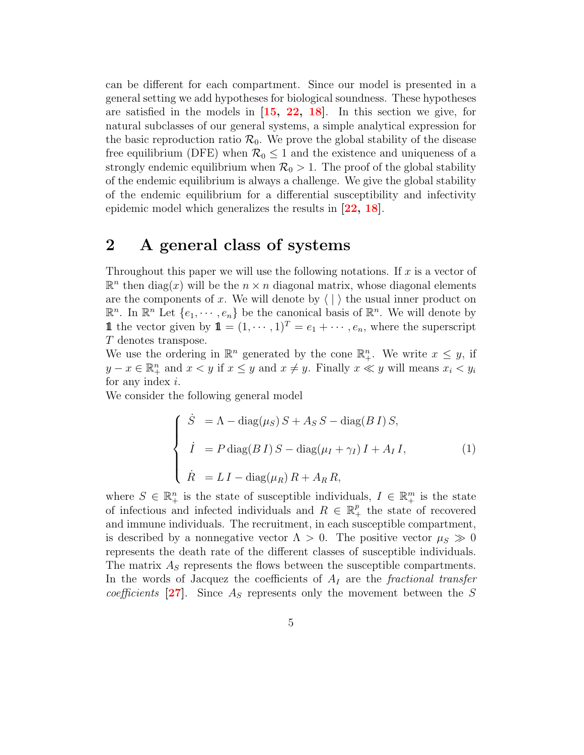can be different for each compartment. Since our model is presented in a general setting we add hypotheses for biological soundness. These hypotheses are satisfied in the models in [15, 22, 18]. In this section we give, for natural subclasses of our general systems, a simple analytical expression for the basic reproduction ratio $\mathcal{R}_0$. We prove the global stability of the disease free equilibrium (DFE) when $\mathcal{R}_0 \leq 1$ and the existence and uniqueness of a strongly endemic equilibrium when $\mathcal{R}_0 > 1$. The proof of the global stability of the endemic equilibrium is always a challenge. We give the global stability of the endemic equilibrium for a differential susceptibility and infectivity epidemic model which generalizes the results in [22, 18].

## 2 A general class of systems

Throughout this paper we will use the following notations. If $x$ is a vector of $\mathbb{R}^n$ then $\mathrm{diag}(x)$ will be the $n \times n$ diagonal matrix, whose diagonal elements are the components of $x$. We will denote by $\langle \mid \rangle$ the usual inner product on $\mathbb{R}^n$. In $\mathbb{R}^n$ Let $\{e_1, \cdots, e_n\}$ be the canonical basis of $\mathbb{R}^n$. We will denote by $\mathbb{1}$ the vector given by $\mathbb{1} = (1, \cdots, 1)^T = e_1 + \cdots, e_n$, where the superscript $T$ denotes transpose.
We use the ordering in $\mathbb{R}^n$ generated by the cone $\mathbb{R}^n_+$. We write $x \leq y$, if $y - x \in \mathbb{R}^n_+$ and $x < y$ if $x \leq y$ and $x \neq y$. Finally $x \ll y$ will means $x_i < y_i$ for any index $i$.
We consider the following general model

$$
\begin{cases}
\dot{S} &= \Lambda - \mathrm{diag}(\mu_S)\, S + A_S\, S - \mathrm{diag}(B\, I)\, S, \\
\dot{I} &= P\, \mathrm{diag}(B\, I)\, S - \mathrm{diag}(\mu_I + \gamma_I)\, I + A_I\, I, \\
\dot{R} &= L\, I - \mathrm{diag}(\mu_R)\, R + A_R\, R,
\end{cases}
\tag{1}
$$

where $S \in \mathbb{R}^n_+$ is the state of susceptible individuals, $I \in \mathbb{R}^m_+$ is the state of infectious and infected individuals and $R \in \mathbb{R}^p_+$ the state of recovered and immune individuals. The recruitment, in each susceptible compartment, is described by a nonnegative vector $\Lambda > 0$. The positive vector $\mu_S \gg 0$ represents the death rate of the different classes of susceptible individuals. The matrix $A_S$ represents the flows between the susceptible compartments. In the words of Jacquez the coefficients of $A_I$ are the *fractional transfer coefficients* [27]. Since $A_S$ represents only the movement between the $S$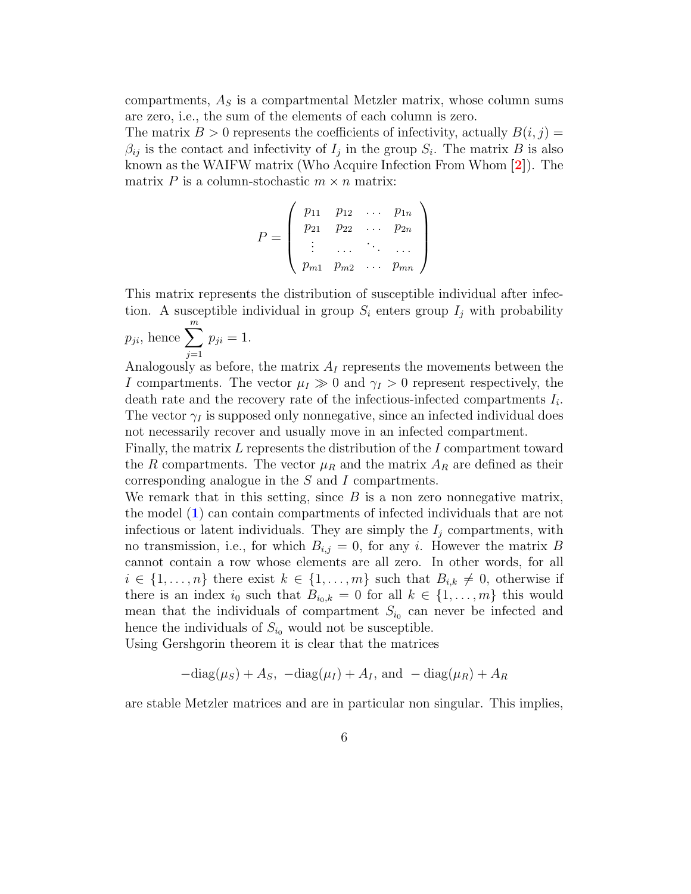compartments, $A_S$ is a compartmental Metzler matrix, whose column sums are zero, i.e., the sum of the elements of each column is zero.
The matrix $B > 0$ represents the coefficients of infectivity, actually $B(i, j) = \beta_{ij}$ is the contact and infectivity of $I_j$ in the group $S_i$. The matrix $B$ is also known as the WAIFW matrix (Who Acquire Infection From Whom [2]). The matrix $P$ is a column-stochastic $m \times n$ matrix:

$$P = \begin{pmatrix} p_{11} & p_{12} & \dots & p_{1n} \\ p_{21} & p_{22} & \dots & p_{2n} \\ \vdots & \dots & \ddots & \dots \\ p_{m1} & p_{m2} & \dots & p_{mn} \end{pmatrix}$$

This matrix represents the distribution of susceptible individual after infection. A susceptible individual in group $S_i$ enters group $I_j$ with probability $p_{ji}$, hence $\sum_{j=1}^{m} p_{ji} = 1$.
Analogously as before, the matrix $A_I$ represents the movements between the $I$ compartments. The vector $\mu_I \gg 0$ and $\gamma_I > 0$ represent respectively, the death rate and the recovery rate of the infectious-infected compartments $I_i$. The vector $\gamma_I$ is supposed only nonnegative, since an infected individual does not necessarily recover and usually move in an infected compartment.
Finally, the matrix $L$ represents the distribution of the $I$ compartment toward the $R$ compartments. The vector $\mu_R$ and the matrix $A_R$ are defined as their corresponding analogue in the $S$ and $I$ compartments.
We remark that in this setting, since $B$ is a non zero nonnegative matrix, the model (1) can contain compartments of infected individuals that are not infectious or latent individuals. They are simply the $I_j$ compartments, with no transmission, i.e., for which $B_{i,j} = 0$, for any $i$. However the matrix $B$ cannot contain a row whose elements are all zero. In other words, for all $i \in \{1, \dots, n\}$ there exist $k \in \{1, \dots, m\}$ such that $B_{i,k} \neq 0$, otherwise if there is an index $i_0$ such that $B_{i_0,k} = 0$ for all $k \in \{1, \dots, m\}$ this would mean that the individuals of compartment $S_{i_0}$ can never be infected and hence the individuals of $S_{i_0}$ would not be susceptible.
Using Gershgorin theorem it is clear that the matrices

$$-\text{diag}(\mu_S) + A_S, \ -\text{diag}(\mu_I) + A_I, \text{ and } -\text{diag}(\mu_R) + A_R$$

are stable Metzler matrices and are in particular non singular. This implies,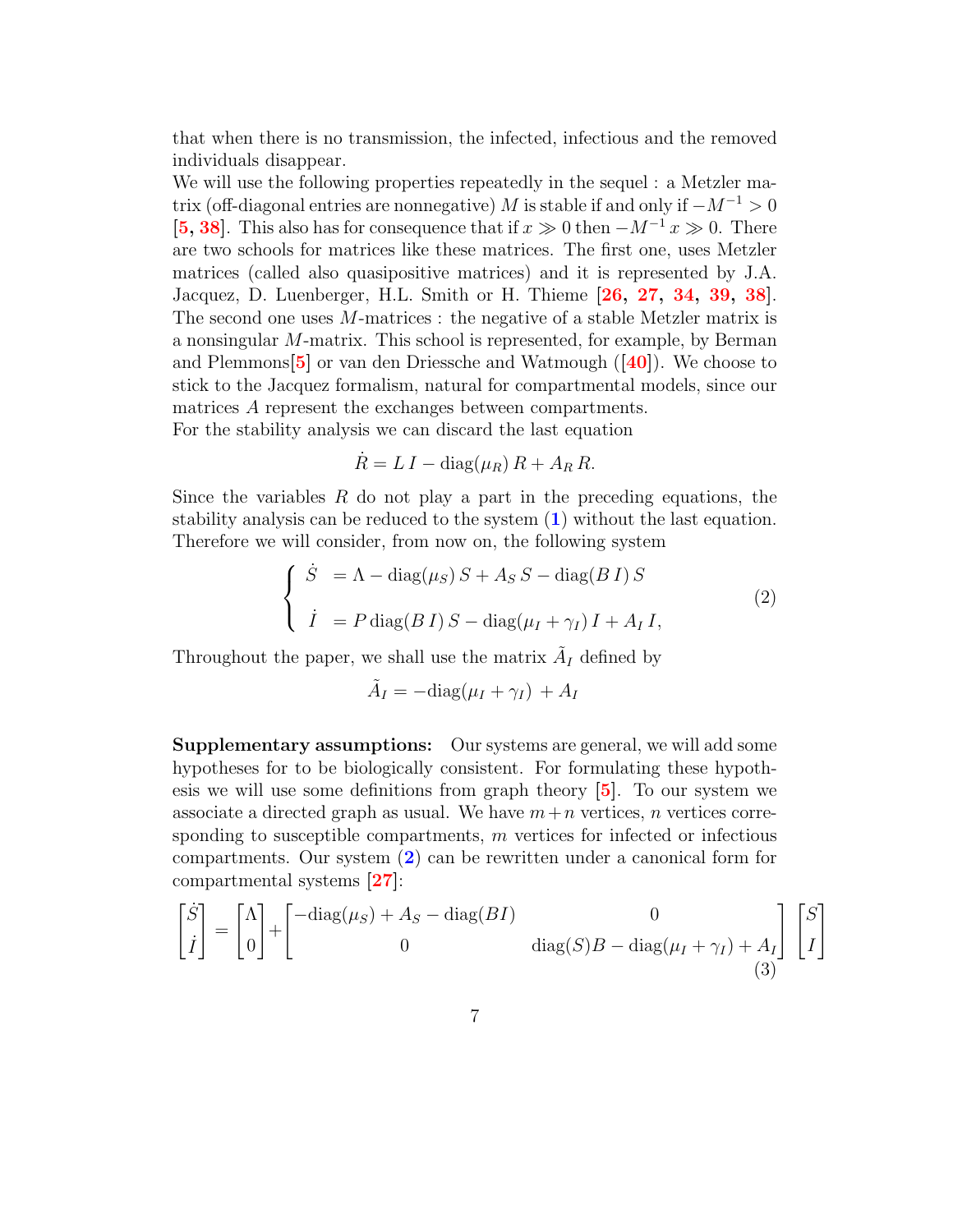that when there is no transmission, the infected, infectious and the removed individuals disappear.
We will use the following properties repeatedly in the sequel : a Metzler matrix (off-diagonal entries are nonnegative) $M$ is stable if and only if $-M^{-1} > 0$ [5, 38]. This also has for consequence that if $x \gg 0$ then $-M^{-1}\,x \gg 0$. There are two schools for matrices like these matrices. The first one, uses Metzler matrices (called also quasipositive matrices) and it is represented by J.A. Jacquez, D. Luenberger, H.L. Smith or H. Thieme [26, 27, 34, 39, 38]. The second one uses $M$-matrices : the negative of a stable Metzler matrix is a nonsingular $M$-matrix. This school is represented, for example, by Berman and Plemmons[5] or van den Driessche and Watmough ([40]). We choose to stick to the Jacquez formalism, natural for compartmental models, since our matrices $A$ represent the exchanges between compartments.
For the stability analysis we can discard the last equation

$$\dot{R} = L\,I - \mathrm{diag}(\mu_R)\,R + A_R\,R.$$

Since the variables $R$ do not play a part in the preceding equations, the stability analysis can be reduced to the system (1) without the last equation. Therefore we will consider, from now on, the following system

$$\begin{cases} \dot{S} &= \Lambda - \mathrm{diag}(\mu_S)\,S + A_S\,S - \mathrm{diag}(B\,I)\,S \\ \\ \dot{I} &= P\,\mathrm{diag}(B\,I)\,S - \mathrm{diag}(\mu_I + \gamma_I)\,I + A_I\,I, \end{cases} \tag{2}$$

Throughout the paper, we shall use the matrix $\tilde{A}_I$ defined by

$$\tilde{A}_I = -\mathrm{diag}(\mu_I + \gamma_I) + A_I$$

**Supplementary assumptions:** Our systems are general, we will add some hypotheses for to be biologically consistent. For formulating these hypothesis we will use some definitions from graph theory [5]. To our system we associate a directed graph as usual. We have $m+n$ vertices, $n$ vertices corresponding to susceptible compartments, $m$ vertices for infected or infectious compartments. Our system (2) can be rewritten under a canonical form for compartmental systems [27]:

$$\begin{bmatrix} \dot{S} \\ \dot{I} \end{bmatrix} = \begin{bmatrix} \Lambda \\ 0 \end{bmatrix} + \begin{bmatrix} -\mathrm{diag}(\mu_S) + A_S - \mathrm{diag}(BI) & 0 \\ 0 & \mathrm{diag}(S)B - \mathrm{diag}(\mu_I + \gamma_I) + A_I \end{bmatrix} \begin{bmatrix} S \\ I \end{bmatrix} \tag{3}$$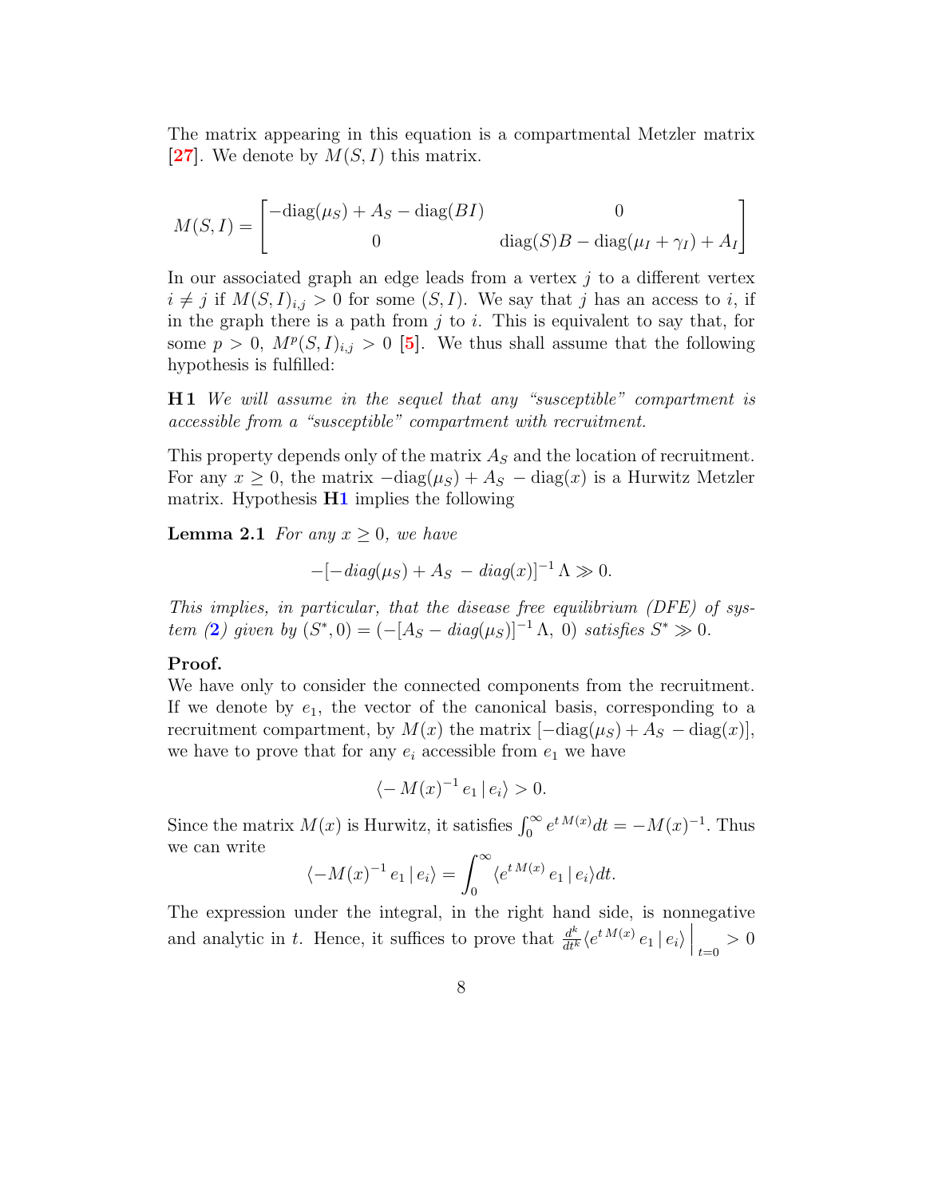The matrix appearing in this equation is a compartmental Metzler matrix [27]. We denote by $M(S,I)$ this matrix.

$$M(S,I) = \begin{bmatrix} -\mathrm{diag}(\mu_S) + A_S - \mathrm{diag}(BI) & 0 \\ 0 & \mathrm{diag}(S)B - \mathrm{diag}(\mu_I + \gamma_I) + A_I \end{bmatrix}$$

In our associated graph an edge leads from a vertex $j$ to a different vertex $i \neq j$ if $M(S,I)_{i,j} > 0$ for some $(S,I)$. We say that $j$ has an access to $i$, if in the graph there is a path from $j$ to $i$. This is equivalent to say that, for some $p > 0$, $M^p(S,I)_{i,j} > 0$ [5]. We thus shall assume that the following hypothesis is fulfilled:

**H 1** *We will assume in the sequel that any "susceptible" compartment is accessible from a "susceptible" compartment with recruitment.*

This property depends only of the matrix $A_S$ and the location of recruitment. For any $x \geq 0$, the matrix $-\mathrm{diag}(\mu_S) + A_S - \mathrm{diag}(x)$ is a Hurwitz Metzler matrix. Hypothesis **H1** implies the following

**Lemma 2.1** *For any $x \geq 0$, we have*

$$-[-\mathrm{diag}(\mu_S) + A_S - \mathrm{diag}(x)]^{-1}\,\Lambda \gg 0.$$

*This implies, in particular, that the disease free equilibrium (DFE) of system (2) given by $(S^*, 0) = (-[A_S - \mathrm{diag}(\mu_S)]^{-1}\,\Lambda,\ 0)$ satisfies $S^* \gg 0$.*

**Proof.**
We have only to consider the connected components from the recruitment. If we denote by $e_1$, the vector of the canonical basis, corresponding to a recruitment compartment, by $M(x)$ the matrix $[-\mathrm{diag}(\mu_S) + A_S - \mathrm{diag}(x)]$, we have to prove that for any $e_i$ accessible from $e_1$ we have

$$\langle -M(x)^{-1}\, e_1 \,|\, e_i \rangle > 0.$$

Since the matrix $M(x)$ is Hurwitz, it satisfies $\int_0^\infty e^{t\,M(x)} dt = -M(x)^{-1}$. Thus we can write

$$\langle -M(x)^{-1}\, e_1 \,|\, e_i \rangle = \int_0^\infty \langle e^{t\,M(x)}\, e_1 \,|\, e_i \rangle dt.$$

The expression under the integral, in the right hand side, is nonnegative and analytic in $t$. Hence, it suffices to prove that $\frac{d^k}{dt^k} \langle e^{t\,M(x)}\, e_1 \,|\, e_i \rangle \Big|_{t=0} > 0$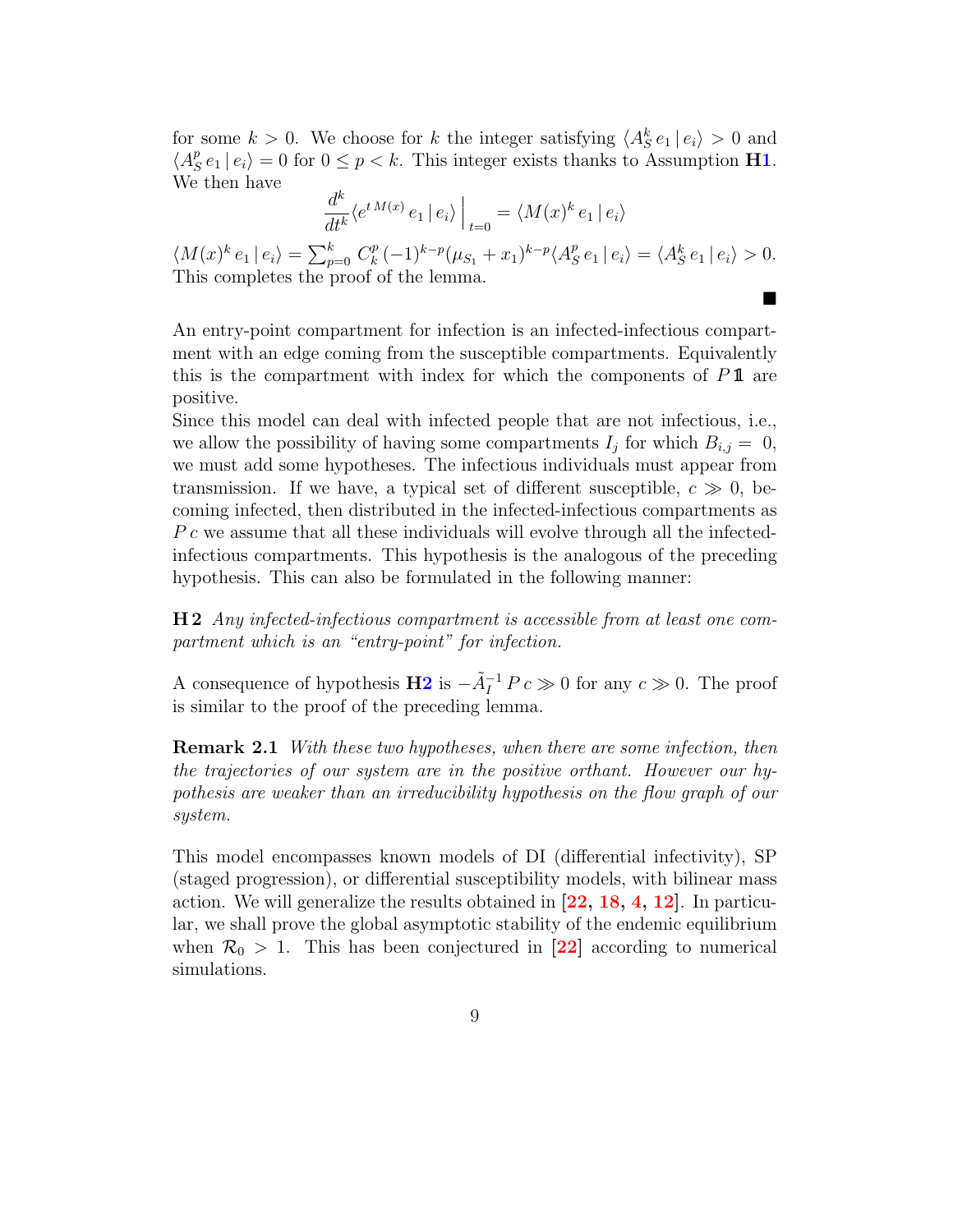for some $k > 0$. We choose for $k$ the integer satisfying $\langle A_S^k\, e_1 \,|\, e_i \rangle > 0$ and $\langle A_S^p\, e_1 \,|\, e_i \rangle = 0$ for $0 \leq p < k$. This integer exists thanks to Assumption **H1**. We then have

$$\frac{d^k}{dt^k} \langle e^{t\,M(x)}\, e_1 \,|\, e_i \rangle \Big|_{t=0} = \langle M(x)^k\, e_1 \,|\, e_i \rangle$$

$\langle M(x)^k\, e_1 \,|\, e_i \rangle = \sum_{p=0}^{k} C_k^p\, (-1)^{k-p} (\mu_{S_1} + x_1)^{k-p} \langle A_S^p\, e_1 \,|\, e_i \rangle = \langle A_S^k\, e_1 \,|\, e_i \rangle > 0.$ This completes the proof of the lemma.

■

An entry-point compartment for infection is an infected-infectious compartment with an edge coming from the susceptible compartments. Equivalently this is the compartment with index for which the components of $P\,\mathbb{1}$ are positive.

Since this model can deal with infected people that are not infectious, i.e., we allow the possibility of having some compartments $I_j$ for which $B_{i,j} = 0$, we must add some hypotheses. The infectious individuals must appear from transmission. If we have, a typical set of different susceptible, $c \gg 0$, becoming infected, then distributed in the infected-infectious compartments as $P\,c$ we assume that all these individuals will evolve through all the infected-infectious compartments. This hypothesis is the analogous of the preceding hypothesis. This can also be formulated in the following manner:

**H 2** *Any infected-infectious compartment is accessible from at least one compartment which is an "entry-point" for infection.*

A consequence of hypothesis **H2** is $-\tilde{A}_I^{-1}\, P\, c \gg 0$ for any $c \gg 0$. The proof is similar to the proof of the preceding lemma.

**Remark 2.1** *With these two hypotheses, when there are some infection, then the trajectories of our system are in the positive orthant. However our hypothesis are weaker than an irreducibility hypothesis on the flow graph of our system.*

This model encompasses known models of DI (differential infectivity), SP (staged progression), or differential susceptibility models, with bilinear mass action. We will generalize the results obtained in [22, 18, 4, 12]. In particular, we shall prove the global asymptotic stability of the endemic equilibrium when $\mathcal{R}_0 > 1$. This has been conjectured in [22] according to numerical simulations.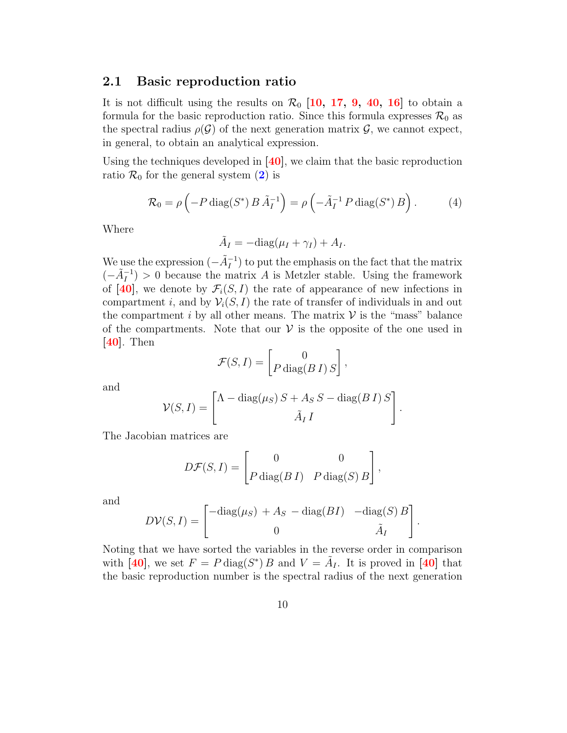### 2.1 Basic reproduction ratio

It is not difficult using the results on $\mathcal{R}_0$ [10, 17, 9, 40, 16] to obtain a formula for the basic reproduction ratio. Since this formula expresses $\mathcal{R}_0$ as the spectral radius $\rho(\mathcal{G})$ of the next generation matrix $\mathcal{G}$, we cannot expect, in general, to obtain an analytical expression.

Using the techniques developed in [40], we claim that the basic reproduction ratio $\mathcal{R}_0$ for the general system (2) is

$$\mathcal{R}_0 = \rho\left(-P\,\mathrm{diag}(S^*)\,B\,\tilde{A}_I^{-1}\right) = \rho\left(-\tilde{A}_I^{-1}\,P\,\mathrm{diag}(S^*)\,B\right). \tag{4}$$

Where

$$\tilde{A}_I = -\mathrm{diag}(\mu_I + \gamma_I) + A_I.$$

We use the expression $(-\tilde{A}_I^{-1})$ to put the emphasis on the fact that the matrix $(-\tilde{A}_I^{-1}) > 0$ because the matrix $A$ is Metzler stable. Using the framework of [40], we denote by $\mathcal{F}_i(S, I)$ the rate of appearance of new infections in compartment $i$, and by $\mathcal{V}_i(S, I)$ the rate of transfer of individuals in and out the compartment $i$ by all other means. The matrix $\mathcal{V}$ is the "mass" balance of the compartments. Note that our $\mathcal{V}$ is the opposite of the one used in [40]. Then

$$\mathcal{F}(S, I) = \begin{bmatrix} 0 \\ P\,\mathrm{diag}(B\,I)\,S \end{bmatrix},$$

and

$$\mathcal{V}(S, I) = \begin{bmatrix} \Lambda - \mathrm{diag}(\mu_S)\,S + A_S\,S - \mathrm{diag}(B\,I)\,S \\ \tilde{A}_I\,I \end{bmatrix}.$$

The Jacobian matrices are

$$D\mathcal{F}(S, I) = \begin{bmatrix} 0 & 0 \\ P\,\mathrm{diag}(B\,I) & P\,\mathrm{diag}(S)\,B \end{bmatrix},$$

and

$$D\mathcal{V}(S, I) = \begin{bmatrix} -\mathrm{diag}(\mu_S) + A_S - \mathrm{diag}(BI) & -\mathrm{diag}(S)\,B \\ 0 & \tilde{A}_I \end{bmatrix}.$$

Noting that we have sorted the variables in the reverse order in comparison with [40], we set $F = P\,\mathrm{diag}(S^*)\,B$ and $V = \tilde{A}_I$. It is proved in [40] that the basic reproduction number is the spectral radius of the next generation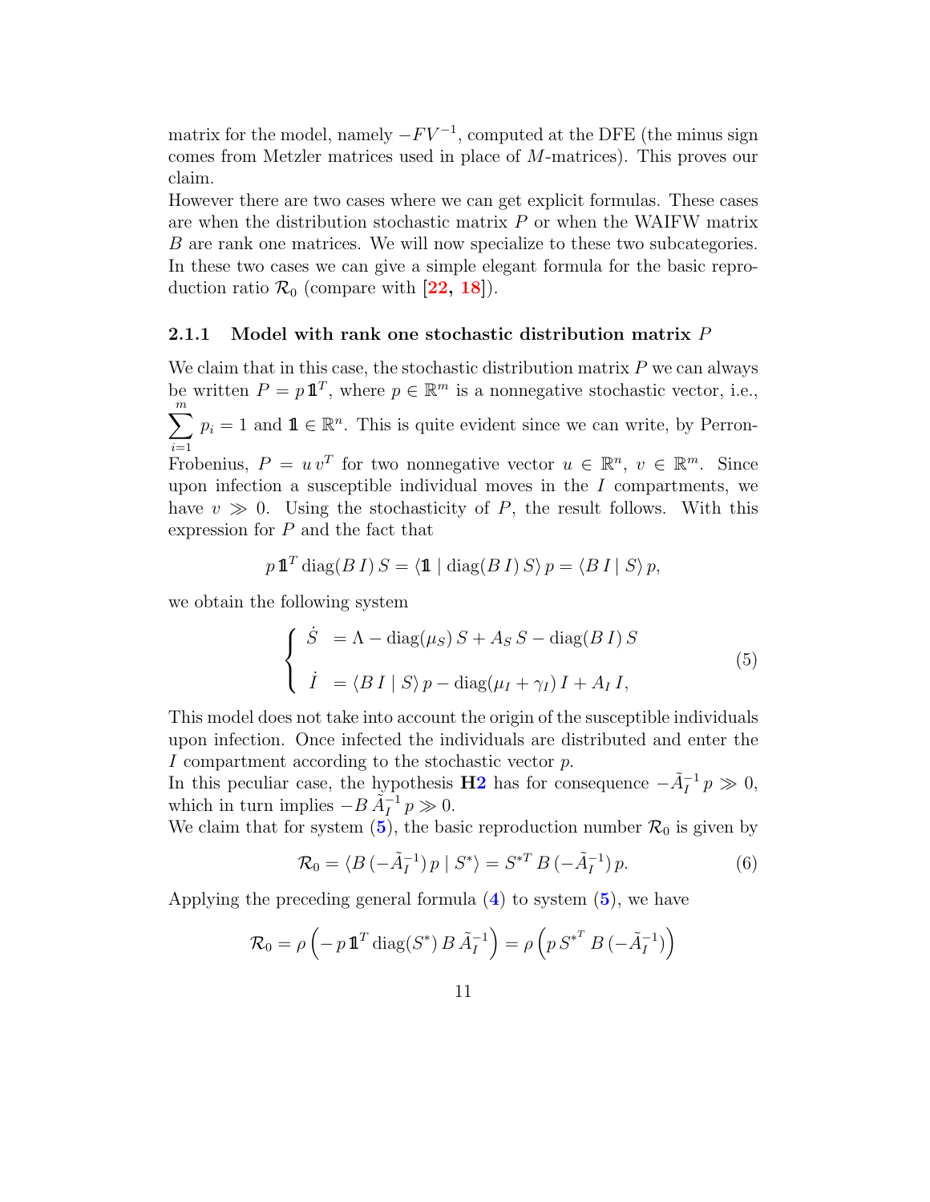matrix for the model, namely $-FV^{-1}$, computed at the DFE (the minus sign comes from Metzler matrices used in place of $M$-matrices). This proves our claim.

However there are two cases where we can get explicit formulas. These cases are when the distribution stochastic matrix $P$ or when the WAIFW matrix $B$ are rank one matrices. We will now specialize to these two subcategories. In these two cases we can give a simple elegant formula for the basic reproduction ratio $\mathcal{R}_0$ (compare with [22, 18]).

### 2.1.1 Model with rank one stochastic distribution matrix $P$

We claim that in this case, the stochastic distribution matrix $P$ we can always be written $P = p\,\mathbb{1}^T$, where $p \in \mathbb{R}^m$ is a nonnegative stochastic vector, i.e., $\sum_{i=1}^{m} p_i = 1$ and $\mathbb{1} \in \mathbb{R}^n$. This is quite evident since we can write, by Perron-Frobenius, $P = u\,v^T$ for two nonnegative vector $u \in \mathbb{R}^n$, $v \in \mathbb{R}^m$. Since upon infection a susceptible individual moves in the $I$ compartments, we have $v \gg 0$. Using the stochasticity of $P$, the result follows. With this expression for $P$ and the fact that

$$p\,\mathbb{1}^T \operatorname{diag}(B\,I)\,S = \langle \mathbb{1} \mid \operatorname{diag}(B\,I)\,S\rangle\, p = \langle B\,I \mid S\rangle\, p,$$

we obtain the following system

$$\begin{cases} \dot{S} &= \Lambda - \operatorname{diag}(\mu_S)\,S + A_S\,S - \operatorname{diag}(B\,I)\,S \\ \\ \dot{I} &= \langle B\,I \mid S\rangle\, p - \operatorname{diag}(\mu_I + \gamma_I)\,I + A_I\,I, \end{cases} \tag{5}$$

This model does not take into account the origin of the susceptible individuals upon infection. Once infected the individuals are distributed and enter the $I$ compartment according to the stochastic vector $p$.

In this peculiar case, the hypothesis **H2** has for consequence $-\tilde{A}_I^{-1}\,p \gg 0$, which in turn implies $-B\,\tilde{A}_I^{-1}\,p \gg 0$.

We claim that for system (5), the basic reproduction number $\mathcal{R}_0$ is given by

$$\mathcal{R}_0 = \langle B\,(-\tilde{A}_I^{-1})\,p \mid S^*\rangle = S^{*T}\,B\,(-\tilde{A}_I^{-1})\,p. \tag{6}$$

Applying the preceding general formula (4) to system (5), we have

$$\mathcal{R}_0 = \rho\left(-\,p\,\mathbb{1}^T \operatorname{diag}(S^*)\,B\,\tilde{A}_I^{-1}\right) = \rho\left(p\,{S^*}^T\,B\,(-\tilde{A}_I^{-1})\right)$$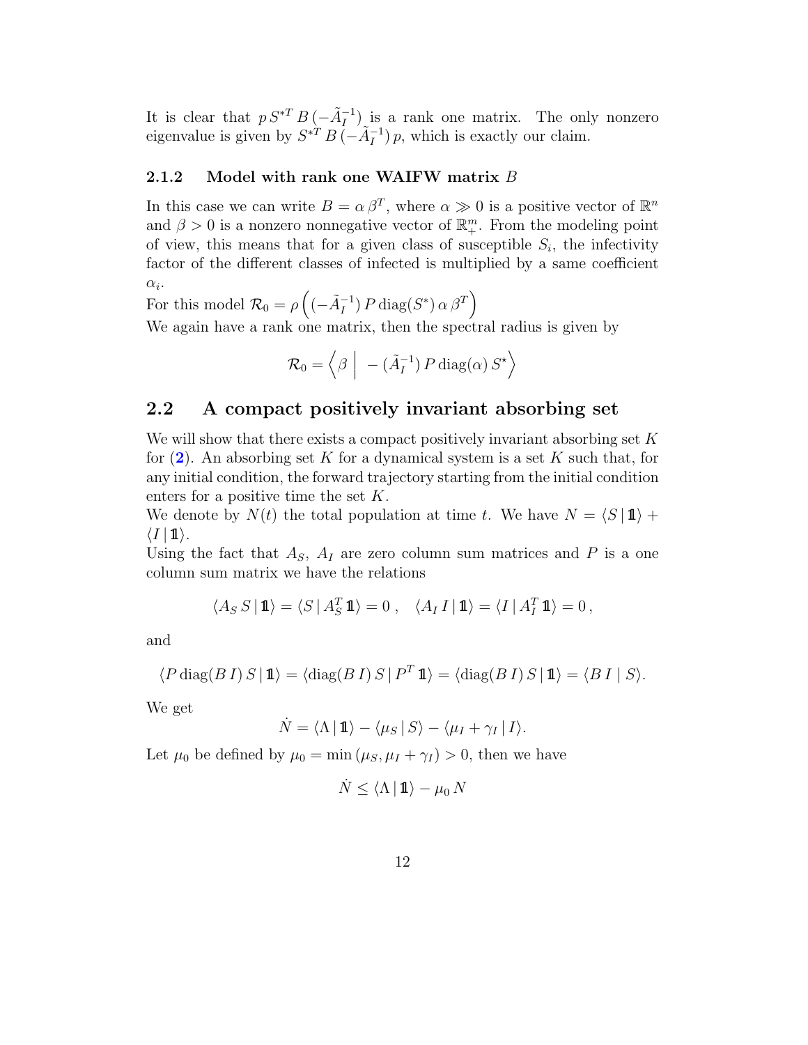It is clear that $p\,S^{*T}\,B\,(-\tilde{A}_I^{-1})$ is a rank one matrix. The only nonzero eigenvalue is given by $S^{*T}\,B\,(-\tilde{A}_I^{-1})\,p$, which is exactly our claim.

### 2.1.2 Model with rank one WAIFW matrix $B$

In this case we can write $B = \alpha\,\beta^T$, where $\alpha \gg 0$ is a positive vector of $\mathbb{R}^n$ and $\beta > 0$ is a nonzero nonnegative vector of $\mathbb{R}^m_+$. From the modeling point of view, this means that for a given class of susceptible $S_i$, the infectivity factor of the different classes of infected is multiplied by a same coefficient $\alpha_i$.

For this model $\mathcal{R}_0 = \rho\left((-\tilde{A}_I^{-1})\,P\,\mathrm{diag}(S^*)\,\alpha\,\beta^T\right)$

We again have a rank one matrix, then the spectral radius is given by

$$\mathcal{R}_0 = \left\langle \beta \;\middle|\; -(\tilde{A}_I^{-1})\,P\,\mathrm{diag}(\alpha)\,S^\star \right\rangle$$

## 2.2 A compact positively invariant absorbing set

We will show that there exists a compact positively invariant absorbing set $K$ for (2). An absorbing set $K$ for a dynamical system is a set $K$ such that, for any initial condition, the forward trajectory starting from the initial condition enters for a positive time the set $K$.

We denote by $N(t)$ the total population at time $t$. We have $N = \langle S \,|\, \mathbb{1}\rangle + \langle I \,|\, \mathbb{1}\rangle$.

Using the fact that $A_S$, $A_I$ are zero column sum matrices and $P$ is a one column sum matrix we have the relations

$$\langle A_S\,S \,|\, \mathbb{1}\rangle = \langle S \,|\, A_S^T\,\mathbb{1}\rangle = 0\,, \quad \langle A_I\,I \,|\, \mathbb{1}\rangle = \langle I \,|\, A_I^T\,\mathbb{1}\rangle = 0\,,$$

and

$$\langle P\,\mathrm{diag}(B\,I)\,S \,|\, \mathbb{1}\rangle = \langle \mathrm{diag}(B\,I)\,S \,|\, P^T\,\mathbb{1}\rangle = \langle \mathrm{diag}(B\,I)\,S \,|\, \mathbb{1}\rangle = \langle B\,I \mid S\rangle.$$

We get

$$\dot{N} = \langle \Lambda \,|\, \mathbb{1}\rangle - \langle \mu_S \,|\, S\rangle - \langle \mu_I + \gamma_I \,|\, I\rangle.$$

Let $\mu_0$ be defined by $\mu_0 = \min\left(\mu_S, \mu_I + \gamma_I\right) > 0$, then we have

$$\dot{N} \leq \langle \Lambda \,|\, \mathbb{1}\rangle - \mu_0\,N$$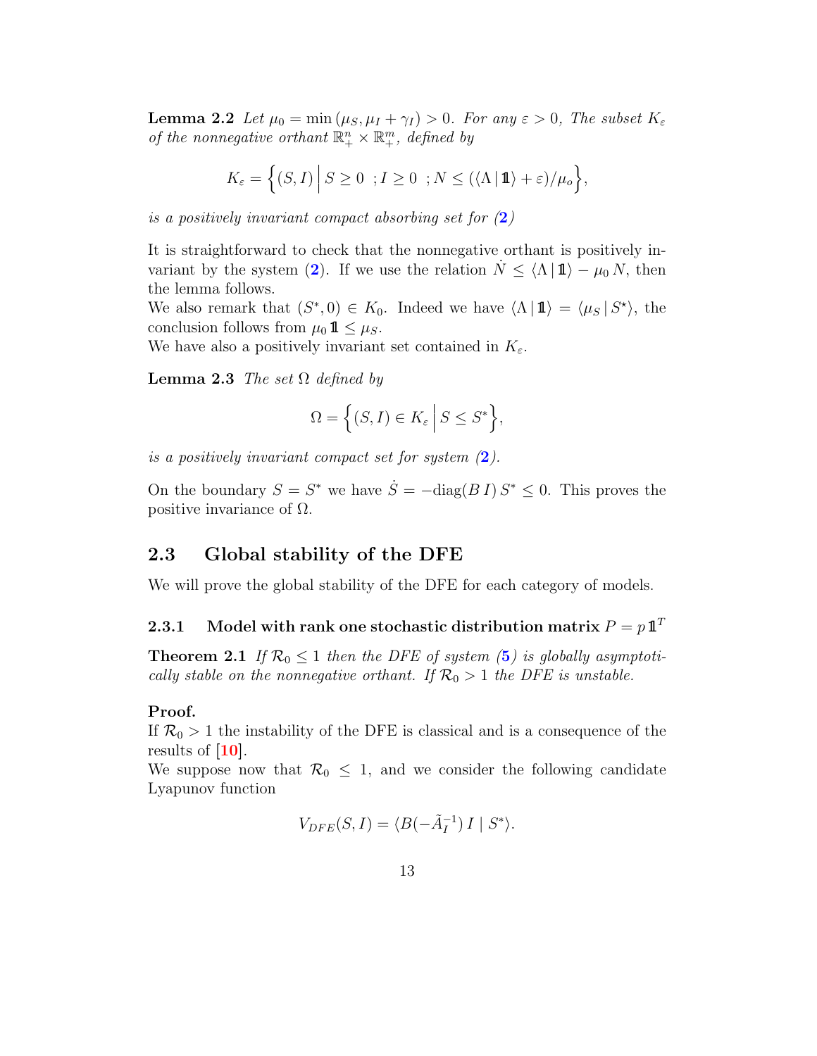**Lemma 2.2** *Let $\mu_0 = \min(\mu_S, \mu_I + \gamma_I) > 0$. For any $\varepsilon > 0$, The subset $K_\varepsilon$ of the nonnegative orthant $\mathbb{R}_+^n \times \mathbb{R}_+^m$, defined by*

$$K_\varepsilon = \Big\{(S, I) \,\Big|\, S \geq 0 \;\; ; I \geq 0 \;\; ; N \leq (\langle \Lambda \,|\, \mathbb{1} \rangle + \varepsilon)/\mu_o \Big\},$$

*is a positively invariant compact absorbing set for (2)*

It is straightforward to check that the nonnegative orthant is positively invariant by the system (2). If we use the relation $\dot{N} \leq \langle \Lambda \,|\, \mathbb{1} \rangle - \mu_0 \, N$, then the lemma follows.
We also remark that $(S^*, 0) \in K_0$. Indeed we have $\langle \Lambda \,|\, \mathbb{1} \rangle = \langle \mu_S \,|\, S^\star \rangle$, the conclusion follows from $\mu_0 \, \mathbb{1} \leq \mu_S$.
We have also a positively invariant set contained in $K_\varepsilon$.

**Lemma 2.3** *The set $\Omega$ defined by*

$$\Omega = \Big\{(S, I) \in K_\varepsilon \,\Big|\, S \leq S^* \Big\},$$

*is a positively invariant compact set for system (2).*

On the boundary $S = S^*$ we have $\dot{S} = -\mathrm{diag}(B\, I)\, S^* \leq 0$. This proves the positive invariance of $\Omega$.

## 2.3 Global stability of the DFE

We will prove the global stability of the DFE for each category of models.

### 2.3.1 Model with rank one stochastic distribution matrix $P = p\, \mathbb{1}^T$

**Theorem 2.1** *If $\mathcal{R}_0 \leq 1$ then the DFE of system (5) is globally asymptotically stable on the nonnegative orthant. If $\mathcal{R}_0 > 1$ the DFE is unstable.*

**Proof.**
If $\mathcal{R}_0 > 1$ the instability of the DFE is classical and is a consequence of the results of [10].
We suppose now that $\mathcal{R}_0 \leq 1$, and we consider the following candidate Lyapunov function

$$V_{DFE}(S, I) = \langle B(-\tilde{A}_I^{-1})\, I \mid S^* \rangle.$$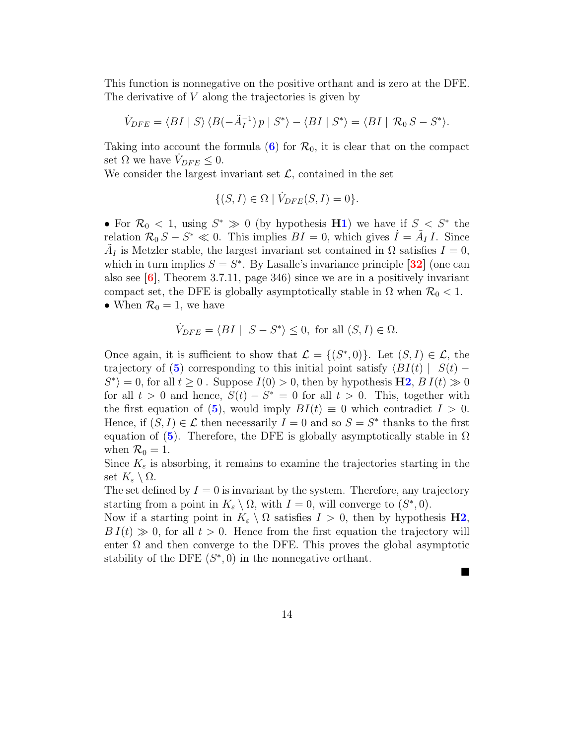This function is nonnegative on the positive orthant and is zero at the DFE. The derivative of $V$ along the trajectories is given by

$$\dot{V}_{DFE} = \langle BI \mid S \rangle \, \langle B(-\tilde{A}_I^{-1})\, p \mid S^* \rangle - \langle BI \mid S^* \rangle = \langle BI \mid \mathcal{R}_0 \, S - S^* \rangle.$$

Taking into account the formula (6) for $\mathcal{R}_0$, it is clear that on the compact set $\Omega$ we have $\dot{V}_{DFE} \leq 0$.

We consider the largest invariant set $\mathcal{L}$, contained in the set

$$\{(S, I) \in \Omega \mid \dot{V}_{DFE}(S, I) = 0\}.$$

- For $\mathcal{R}_0 < 1$, using $S^* \gg 0$ (by hypothesis **H1**) we have if $S < S^*$ the relation $\mathcal{R}_0 \, S - S^* \ll 0$. This implies $BI = 0$, which gives $\dot{I} = \tilde{A}_I \, I$. Since $\tilde{A}_I$ is Metzler stable, the largest invariant set contained in $\Omega$ satisfies $I = 0$, which in turn implies $S = S^*$. By Lasalle's invariance principle [32] (one can also see [6], Theorem 3.7.11, page 346) since we are in a positively invariant compact set, the DFE is globally asymptotically stable in $\Omega$ when $\mathcal{R}_0 < 1$.
- When $\mathcal{R}_0 = 1$, we have

$$\dot{V}_{DFE} = \langle BI \mid \; S - S^* \rangle \leq 0, \; \text{ for all } (S, I) \in \Omega.$$

Once again, it is sufficient to show that $\mathcal{L} = \{(S^*, 0)\}$. Let $(S, I) \in \mathcal{L}$, the trajectory of (5) corresponding to this initial point satisfy $\langle BI(t) \mid \; S(t) - S^* \rangle = 0$, for all $t \geq 0$ . Suppose $I(0) > 0$, then by hypothesis **H2**, $B\,I(t) \gg 0$ for all $t > 0$ and hence, $S(t) - S^* = 0$ for all $t > 0$. This, together with the first equation of (5), would imply $BI(t) \equiv 0$ which contradict $I > 0$. Hence, if $(S, I) \in \mathcal{L}$ then necessarily $I = 0$ and so $S = S^*$ thanks to the first equation of (5). Therefore, the DFE is globally asymptotically stable in $\Omega$ when $\mathcal{R}_0 = 1$.

Since $K_\varepsilon$ is absorbing, it remains to examine the trajectories starting in the set $K_\varepsilon \setminus \Omega$.

The set defined by $I = 0$ is invariant by the system. Therefore, any trajectory starting from a point in $K_\varepsilon \setminus \Omega$, with $I = 0$, will converge to $(S^*, 0)$.

Now if a starting point in $K_\varepsilon \setminus \Omega$ satisfies $I > 0$, then by hypothesis **H2**, $B\,I(t) \gg 0$, for all $t > 0$. Hence from the first equation the trajectory will enter $\Omega$ and then converge to the DFE. This proves the global asymptotic stability of the DFE $(S^*, 0)$ in the nonnegative orthant.

■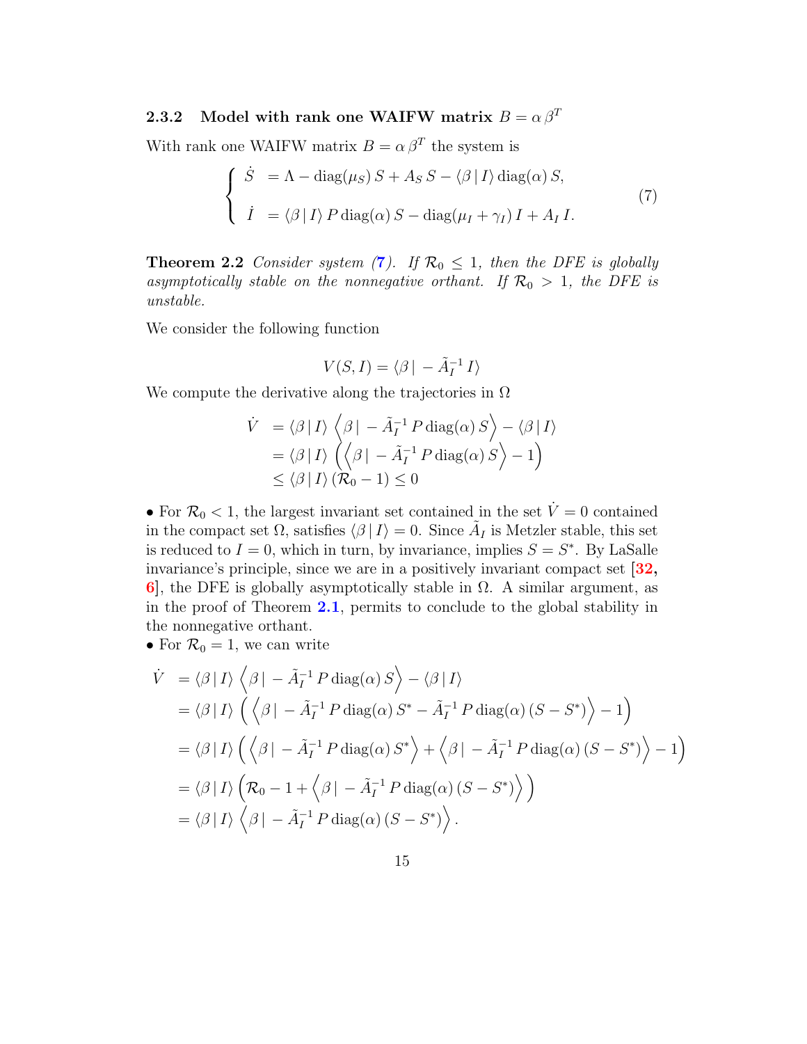### 2.3.2 Model with rank one WAIFW matrix $B = \alpha\, \beta^T$

With rank one WAIFW matrix $B = \alpha\, \beta^T$ the system is

$$
\begin{cases}
\dot{S} &= \Lambda - \operatorname{diag}(\mu_S)\, S + A_S\, S - \langle \beta \,|\, I \rangle \operatorname{diag}(\alpha)\, S, \\
\\
\dot{I} &= \langle \beta \,|\, I \rangle\, P \operatorname{diag}(\alpha)\, S - \operatorname{diag}(\mu_I + \gamma_I)\, I + A_I\, I.
\end{cases}
\tag{7}
$$

**Theorem 2.2** *Consider system (7). If $\mathcal{R}_0 \leq 1$, then the DFE is globally asymptotically stable on the nonnegative orthant. If $\mathcal{R}_0 > 1$, the DFE is unstable.*

We consider the following function

$$
V(S, I) = \langle \beta \,|\, -\tilde{A}_I^{-1}\, I \rangle
$$

We compute the derivative along the trajectories in $\Omega$

$$
\begin{aligned}
\dot{V} &= \langle \beta \,|\, I \rangle \left\langle \beta \,|\, -\tilde{A}_I^{-1}\, P \operatorname{diag}(\alpha)\, S \right\rangle - \langle \beta \,|\, I \rangle \\
&= \langle \beta \,|\, I \rangle \left( \left\langle \beta \,|\, -\tilde{A}_I^{-1}\, P \operatorname{diag}(\alpha)\, S \right\rangle - 1 \right) \\
&\leq \langle \beta \,|\, I \rangle\, (\mathcal{R}_0 - 1) \leq 0
\end{aligned}
$$

- For $\mathcal{R}_0 < 1$, the largest invariant set contained in the set $\dot{V} = 0$ contained in the compact set $\Omega$, satisfies $\langle \beta \,|\, I \rangle = 0$. Since $\tilde{A}_I$ is Metzler stable, this set is reduced to $I = 0$, which in turn, by invariance, implies $S = S^*$. By LaSalle invariance's principle, since we are in a positively invariant compact set [32, 6], the DFE is globally asymptotically stable in $\Omega$. A similar argument, as in the proof of Theorem 2.1, permits to conclude to the global stability in the nonnegative orthant.
- For $\mathcal{R}_0 = 1$, we can write

$$
\begin{aligned}
\dot{V} &= \langle \beta \,|\, I \rangle \left\langle \beta \,|\, -\tilde{A}_I^{-1}\, P \operatorname{diag}(\alpha)\, S \right\rangle - \langle \beta \,|\, I \rangle \\
&= \langle \beta \,|\, I \rangle \left( \left\langle \beta \,|\, -\tilde{A}_I^{-1}\, P \operatorname{diag}(\alpha)\, S^* - \tilde{A}_I^{-1}\, P \operatorname{diag}(\alpha)\, (S - S^*) \right\rangle - 1 \right) \\
&= \langle \beta \,|\, I \rangle \left( \left\langle \beta \,|\, -\tilde{A}_I^{-1}\, P \operatorname{diag}(\alpha)\, S^* \right\rangle + \left\langle \beta \,|\, -\tilde{A}_I^{-1}\, P \operatorname{diag}(\alpha)\, (S - S^*) \right\rangle - 1 \right) \\
&= \langle \beta \,|\, I \rangle \left( \mathcal{R}_0 - 1 + \left\langle \beta \,|\, -\tilde{A}_I^{-1}\, P \operatorname{diag}(\alpha)\, (S - S^*) \right\rangle \right) \\
&= \langle \beta \,|\, I \rangle \left\langle \beta \,|\, -\tilde{A}_I^{-1}\, P \operatorname{diag}(\alpha)\, (S - S^*) \right\rangle.
\end{aligned}
$$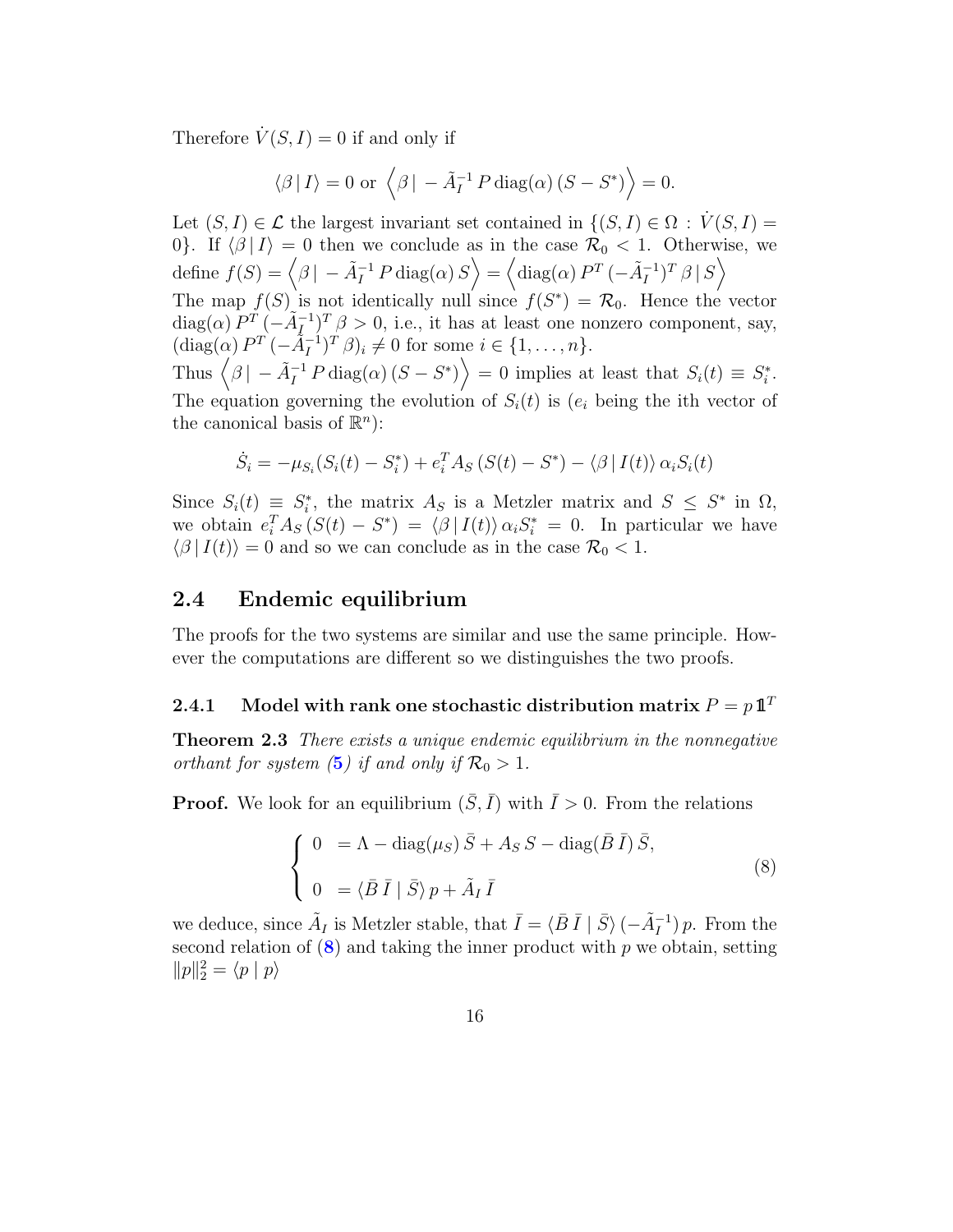Therefore $\dot V(S,I)=0$ if and only if

$$\langle \beta \,|\, I\rangle = 0 \text{ or } \Big\langle \beta \,|\, -\tilde A_I^{-1}\, P\, \mathrm{diag}(\alpha)\,(S-S^*)\Big\rangle = 0.$$

Let $(S,I)\in\mathcal{L}$ the largest invariant set contained in $\{(S,I)\in\Omega\,:\,\dot V(S,I)=0\}$. If $\langle\beta\,|\,I\rangle=0$ then we conclude as in the case $\mathcal{R}_0<1$. Otherwise, we define $f(S)=\Big\langle \beta \,|\, -\tilde A_I^{-1}\, P\,\mathrm{diag}(\alpha)\,S\Big\rangle = \Big\langle \mathrm{diag}(\alpha)\,P^T\,(-\tilde A_I^{-1})^T\,\beta\,|\,S\Big\rangle$
The map $f(S)$ is not identically null since $f(S^*)=\mathcal{R}_0$. Hence the vector $\mathrm{diag}(\alpha)\,P^T\,(-\tilde A_I^{-1})^T\,\beta>0$, i.e., it has at least one nonzero component, say, $(\mathrm{diag}(\alpha)\,P^T\,(-\tilde A_I^{-1})^T\,\beta)_i\neq 0$ for some $i\in\{1,\dots,n\}$.
Thus $\Big\langle \beta \,|\, -\tilde A_I^{-1}\, P\,\mathrm{diag}(\alpha)\,(S-S^*)\Big\rangle=0$ implies at least that $S_i(t)\equiv S_i^*$. The equation governing the evolution of $S_i(t)$ is ($e_i$ being the ith vector of the canonical basis of $\mathbb{R}^n$):

$$\dot S_i = -\mu_{S_i}(S_i(t)-S_i^*) + e_i^T A_S\,(S(t)-S^*) - \langle\beta\,|\,I(t)\rangle\,\alpha_i S_i(t)$$

Since $S_i(t)\equiv S_i^*$, the matrix $A_S$ is a Metzler matrix and $S\le S^*$ in $\Omega$, we obtain $e_i^T A_S\,(S(t)-S^*) = \langle\beta\,|\,I(t)\rangle\,\alpha_i S_i^* = 0$. In particular we have $\langle\beta\,|\,I(t)\rangle=0$ and so we can conclude as in the case $\mathcal{R}_0<1$.

## 2.4 Endemic equilibrium

The proofs for the two systems are similar and use the same principle. However the computations are different so we distinguishes the two proofs.

### 2.4.1 Model with rank one stochastic distribution matrix $P=p\,\mathbb{1}^T$

**Theorem 2.3** *There exists a unique endemic equilibrium in the nonnegative orthant for system (5) if and only if $\mathcal{R}_0>1$.*

**Proof.** We look for an equilibrium $(\bar S,\bar I)$ with $\bar I>0$. From the relations

$$\begin{cases} 0 &= \Lambda - \mathrm{diag}(\mu_S)\,\bar S + A_S\,S - \mathrm{diag}(\bar B\,\bar I)\,\bar S, \\[2mm] 0 &= \langle \bar B\,\bar I \mid \bar S\rangle\, p + \tilde A_I\,\bar I \end{cases} \tag{8}$$

we deduce, since $\tilde A_I$ is Metzler stable, that $\bar I = \langle \bar B\,\bar I\mid \bar S\rangle\,(-\tilde A_I^{-1})\,p$. From the second relation of (8) and taking the inner product with $p$ we obtain, setting $\|p\|_2^2=\langle p\mid p\rangle$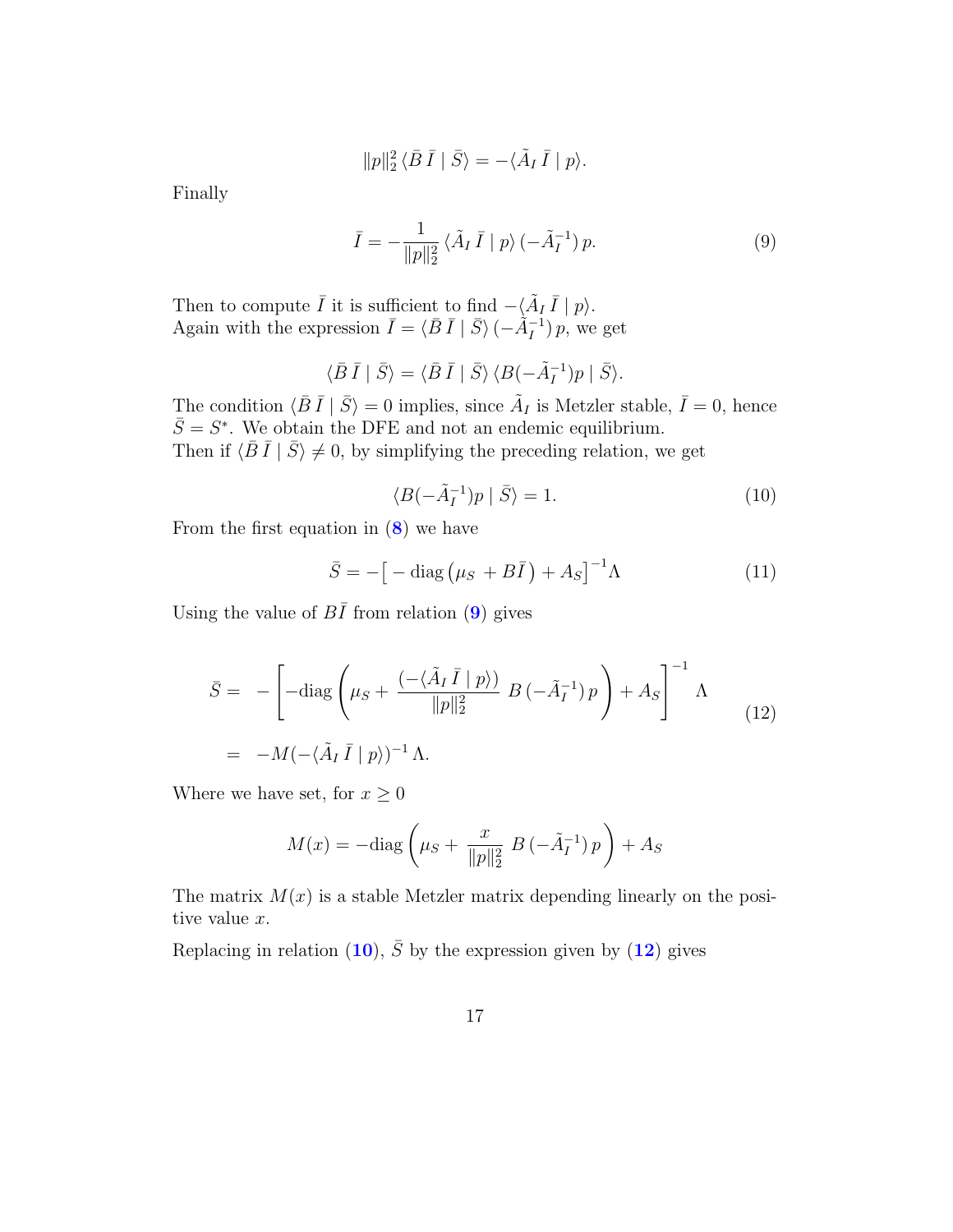$$\|p\|_2^2 \, \langle \bar{B}\, \bar{I} \mid \bar{S} \rangle = -\langle \tilde{A}_I \, \bar{I} \mid p \rangle.$$

Finally

$$\bar{I} = -\frac{1}{\|p\|_2^2} \, \langle \tilde{A}_I \, \bar{I} \mid p \rangle \, (-\tilde{A}_I^{-1}) \, p. \tag{9}$$

Then to compute $\bar{I}$ it is sufficient to find $-\langle \tilde{A}_I \, \bar{I} \mid p \rangle$.
Again with the expression $\bar{I} = \langle \bar{B}\, \bar{I} \mid \bar{S} \rangle \, (-\tilde{A}_I^{-1}) \, p$, we get

$$\langle \bar{B}\, \bar{I} \mid \bar{S} \rangle = \langle \bar{B}\, \bar{I} \mid \bar{S} \rangle \, \langle B(-\tilde{A}_I^{-1}) p \mid \bar{S} \rangle.$$

The condition $\langle \bar{B}\, \bar{I} \mid \bar{S} \rangle = 0$ implies, since $\tilde{A}_I$ is Metzler stable, $\bar{I} = 0$, hence $\bar{S} = S^*$. We obtain the DFE and not an endemic equilibrium.
Then if $\langle \bar{B}\, \bar{I} \mid \bar{S} \rangle \neq 0$, by simplifying the preceding relation, we get

$$\langle B(-\tilde{A}_I^{-1}) p \mid \bar{S} \rangle = 1. \tag{10}$$

From the first equation in (8) we have

$$\bar{S} = -\big[ -\operatorname{diag}\big(\mu_S + B\bar{I}\big) + A_S \big]^{-1} \Lambda \tag{11}$$

Using the value of $B\bar{I}$ from relation (9) gives

$$\begin{aligned} \bar{S} = \; & -\left[ -\operatorname{diag}\left( \mu_S + \frac{(-\langle \tilde{A}_I \, \bar{I} \mid p \rangle)}{\|p\|_2^2} \; B \, (-\tilde{A}_I^{-1}) \, p \right) + A_S \right]^{-1} \Lambda \\ = \; & -M(-\langle \tilde{A}_I \, \bar{I} \mid p \rangle)^{-1} \, \Lambda. \end{aligned} \tag{12}$$

Where we have set, for $x \geq 0$

$$M(x) = -\operatorname{diag}\left( \mu_S + \frac{x}{\|p\|_2^2} \; B \, (-\tilde{A}_I^{-1}) \, p \right) + A_S$$

The matrix $M(x)$ is a stable Metzler matrix depending linearly on the positive value $x$.

Replacing in relation (10), $\bar{S}$ by the expression given by (12) gives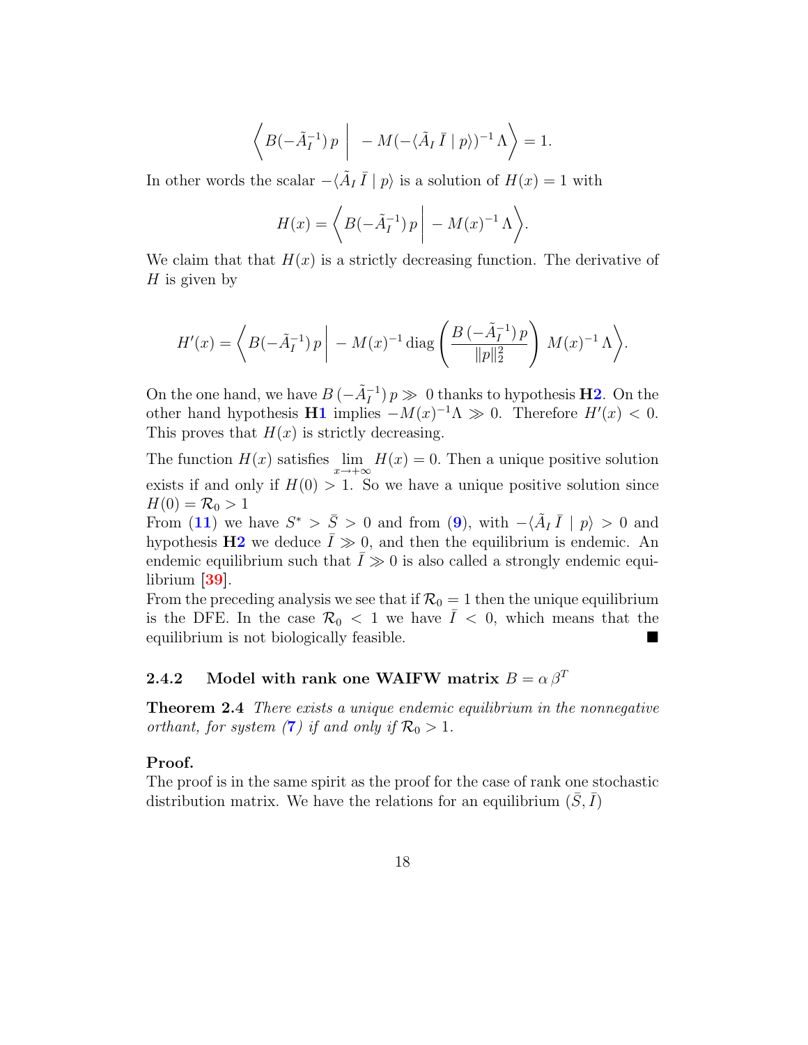$$\left\langle B(-\tilde{A}_I^{-1})\, p \;\middle|\; -M(-\langle \tilde{A}_I\, \bar{I} \mid p \rangle)^{-1}\, \Lambda \right\rangle = 1.$$

In other words the scalar $-\langle \tilde{A}_I\, \bar{I} \mid p \rangle$ is a solution of $H(x) = 1$ with

$$H(x) = \left\langle B(-\tilde{A}_I^{-1})\, p \;\middle|\; -M(x)^{-1}\, \Lambda \right\rangle.$$

We claim that that $H(x)$ is a strictly decreasing function. The derivative of $H$ is given by

$$H'(x) = \left\langle B(-\tilde{A}_I^{-1})\, p \;\middle|\; -M(x)^{-1}\, \mathrm{diag}\left( \frac{B\,(-\tilde{A}_I^{-1})\, p}{\|p\|_2^2} \right)\, M(x)^{-1}\, \Lambda \right\rangle.$$

On the one hand, we have $B\,(-\tilde{A}_I^{-1})\, p \gg 0$ thanks to hypothesis **H2**. On the other hand hypothesis **H1** implies $-M(x)^{-1}\Lambda \gg 0$. Therefore $H'(x) < 0$. This proves that $H(x)$ is strictly decreasing.

The function $H(x)$ satisfies $\lim_{x \to +\infty} H(x) = 0$. Then a unique positive solution exists if and only if $H(0) > 1$. So we have a unique positive solution since $H(0) = \mathcal{R}_0 > 1$

From (11) we have $S^* > \bar{S} > 0$ and from (9), with $-\langle \tilde{A}_I\, \bar{I} \mid p \rangle > 0$ and hypothesis **H2** we deduce $\bar{I} \gg 0$, and then the equilibrium is endemic. An endemic equilibrium such that $\bar{I} \gg 0$ is also called a strongly endemic equilibrium [39].

From the preceding analysis we see that if $\mathcal{R}_0 = 1$ then the unique equilibrium is the DFE. In the case $\mathcal{R}_0 < 1$ we have $\bar{I} < 0$, which means that the equilibrium is not biologically feasible. ■

### 2.4.2 Model with rank one WAIFW matrix $B = \alpha\, \beta^T$

**Theorem 2.4** *There exists a unique endemic equilibrium in the nonnegative orthant, for system (7) if and only if $\mathcal{R}_0 > 1$.*

**Proof.**

The proof is in the same spirit as the proof for the case of rank one stochastic distribution matrix. We have the relations for an equilibrium $(\bar{S}, \bar{I})$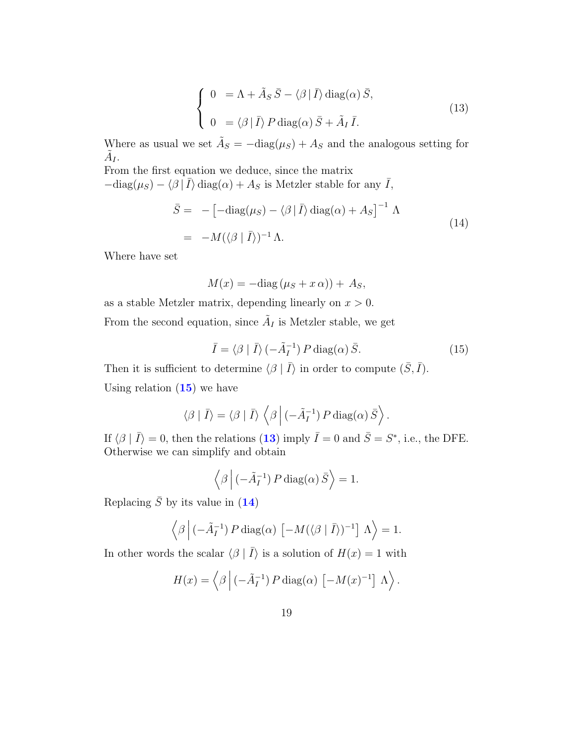$$
\left\{
\begin{aligned}
0 \; &= \Lambda + \tilde{A}_S \, \bar{S} - \langle \beta \,|\, \bar{I} \rangle \, \mathrm{diag}(\alpha) \, \bar{S}, \\
0 \; &= \langle \beta \,|\, \bar{I} \rangle \, P \, \mathrm{diag}(\alpha) \, \bar{S} + \tilde{A}_I \, \bar{I}.
\end{aligned}
\right.
\tag{13}
$$

Where as usual we set $\tilde{A}_S = -\mathrm{diag}(\mu_S) + A_S$ and the analogous setting for $\tilde{A}_I$.

From the first equation we deduce, since the matrix $-\mathrm{diag}(\mu_S) - \langle \beta \,|\, \bar{I} \rangle \, \mathrm{diag}(\alpha) + A_S$ is Metzler stable for any $\bar{I}$,

$$
\begin{aligned}
\bar{S} = \; & - \left[ -\mathrm{diag}(\mu_S) - \langle \beta \,|\, \bar{I} \rangle \, \mathrm{diag}(\alpha) + A_S \right]^{-1} \Lambda \\
= \; & -M(\langle \beta \mid \bar{I} \rangle)^{-1} \, \Lambda.
\end{aligned}
\tag{14}
$$

Where have set

$$
M(x) = -\mathrm{diag}\left(\mu_S + x \, \alpha\right) + A_S,
$$

as a stable Metzler matrix, depending linearly on $x > 0$.

From the second equation, since $\tilde{A}_I$ is Metzler stable, we get

$$
\bar{I} = \langle \beta \mid \bar{I} \rangle \, (-\tilde{A}_I^{-1}) \, P \, \mathrm{diag}(\alpha) \, \bar{S}.
\tag{15}
$$

Then it is sufficient to determine $\langle \beta \mid \bar{I} \rangle$ in order to compute $(\bar{S}, \bar{I})$.

Using relation (15) we have

$$
\langle \beta \mid \bar{I} \rangle = \langle \beta \mid \bar{I} \rangle \, \left\langle \beta \,\middle|\, (-\tilde{A}_I^{-1}) \, P \, \mathrm{diag}(\alpha) \, \bar{S} \right\rangle.
$$

If $\langle \beta \mid \bar{I} \rangle = 0$, then the relations (13) imply $\bar{I} = 0$ and $\bar{S} = S^*$, i.e., the DFE. Otherwise we can simplify and obtain

$$
\left\langle \beta \,\middle|\, (-\tilde{A}_I^{-1}) \, P \, \mathrm{diag}(\alpha) \, \bar{S} \right\rangle = 1.
$$

Replacing $\bar{S}$ by its value in (14)

$$
\left\langle \beta \,\middle|\, (-\tilde{A}_I^{-1}) \, P \, \mathrm{diag}(\alpha) \, \left[ -M(\langle \beta \mid \bar{I} \rangle)^{-1} \right] \, \Lambda \right\rangle = 1.
$$

In other words the scalar $\langle \beta \mid \bar{I} \rangle$ is a solution of $H(x) = 1$ with

$$
H(x) = \left\langle \beta \,\middle|\, (-\tilde{A}_I^{-1}) \, P \, \mathrm{diag}(\alpha) \, \left[ -M(x)^{-1} \right] \, \Lambda \right\rangle.
$$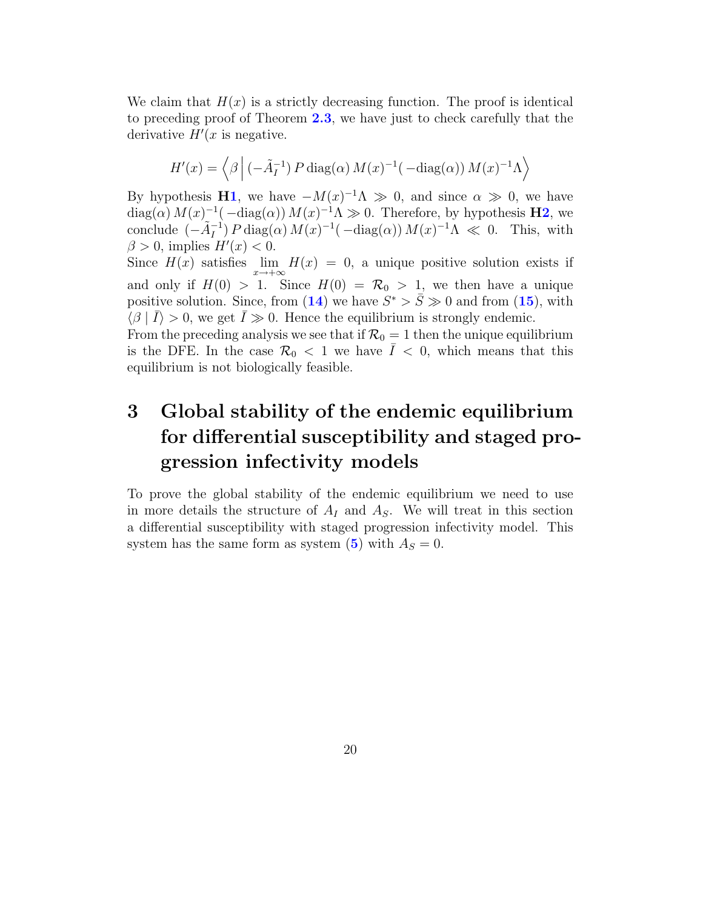We claim that $H(x)$ is a strictly decreasing function. The proof is identical to preceding proof of Theorem **2.3**, we have just to check carefully that the derivative $H'(x$ is negative.

$$H'(x) = \left\langle \beta \,\middle|\, (-\tilde{A}_I^{-1})\, P\, \text{diag}(\alpha)\, M(x)^{-1}(\,-\text{diag}(\alpha))\, M(x)^{-1}\Lambda \right\rangle$$

By hypothesis **H1**, we have $-M(x)^{-1}\Lambda \gg 0$, and since $\alpha \gg 0$, we have $\text{diag}(\alpha)\, M(x)^{-1}(\,-\text{diag}(\alpha))\, M(x)^{-1}\Lambda \gg 0$. Therefore, by hypothesis **H2**, we conclude $(-\tilde{A}_I^{-1})\, P\, \text{diag}(\alpha)\, M(x)^{-1}(\,-\text{diag}(\alpha))\, M(x)^{-1}\Lambda \ll 0$. This, with $\beta > 0$, implies $H'(x) < 0$.

Since $H(x)$ satisfies $\lim\limits_{x \to +\infty} H(x) = 0$, a unique positive solution exists if and only if $H(0) > 1$. Since $H(0) = \mathcal{R}_0 > 1$, we then have a unique positive solution. Since, from (**14**) we have $S^* > \bar{S} \gg 0$ and from (**15**), with $\langle \beta \mid \bar{I} \rangle > 0$, we get $\bar{I} \gg 0$. Hence the equilibrium is strongly endemic.

From the preceding analysis we see that if $\mathcal{R}_0 = 1$ then the unique equilibrium is the DFE. In the case $\mathcal{R}_0 < 1$ we have $\bar{I} < 0$, which means that this equilibrium is not biologically feasible.

# 3 Global stability of the endemic equilibrium for differential susceptibility and staged progression infectivity models

To prove the global stability of the endemic equilibrium we need to use in more details the structure of $A_I$ and $A_S$. We will treat in this section a differential susceptibility with staged progression infectivity model. This system has the same form as system (**5**) with $A_S = 0$.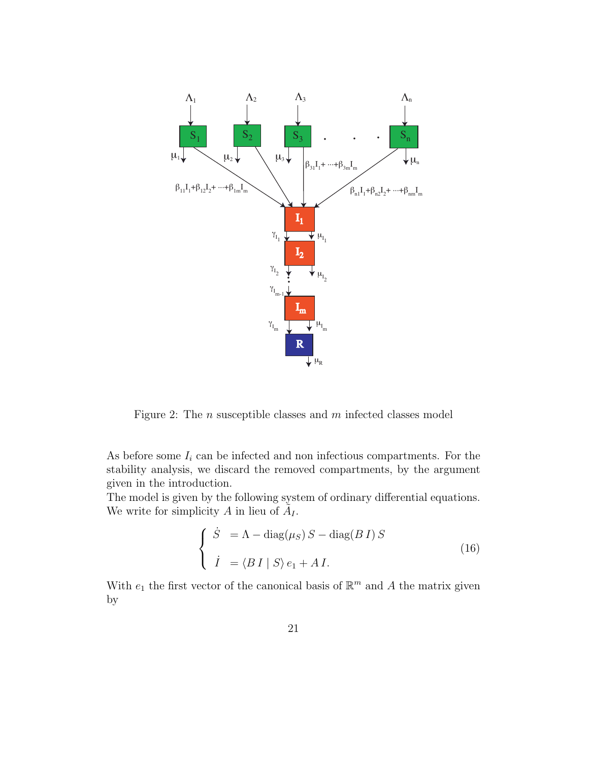Figure 2: The $n$ susceptible classes and $m$ infected classes model

As before some $I_i$ can be infected and non infectious compartments. For the stability analysis, we discard the removed compartments, by the argument given in the introduction.

The model is given by the following system of ordinary differential equations. We write for simplicity $A$ in lieu of $\tilde{A}_I$.

$$\begin{cases} \dot{S} &= \Lambda - \operatorname{diag}(\mu_S)\, S - \operatorname{diag}(B\, I)\, S \\ \dot{I} &= \langle B\, I \mid S\rangle\, e_1 + A\, I. \end{cases} \tag{16}$$

With $e_1$ the first vector of the canonical basis of $\mathbb{R}^m$ and $A$ the matrix given by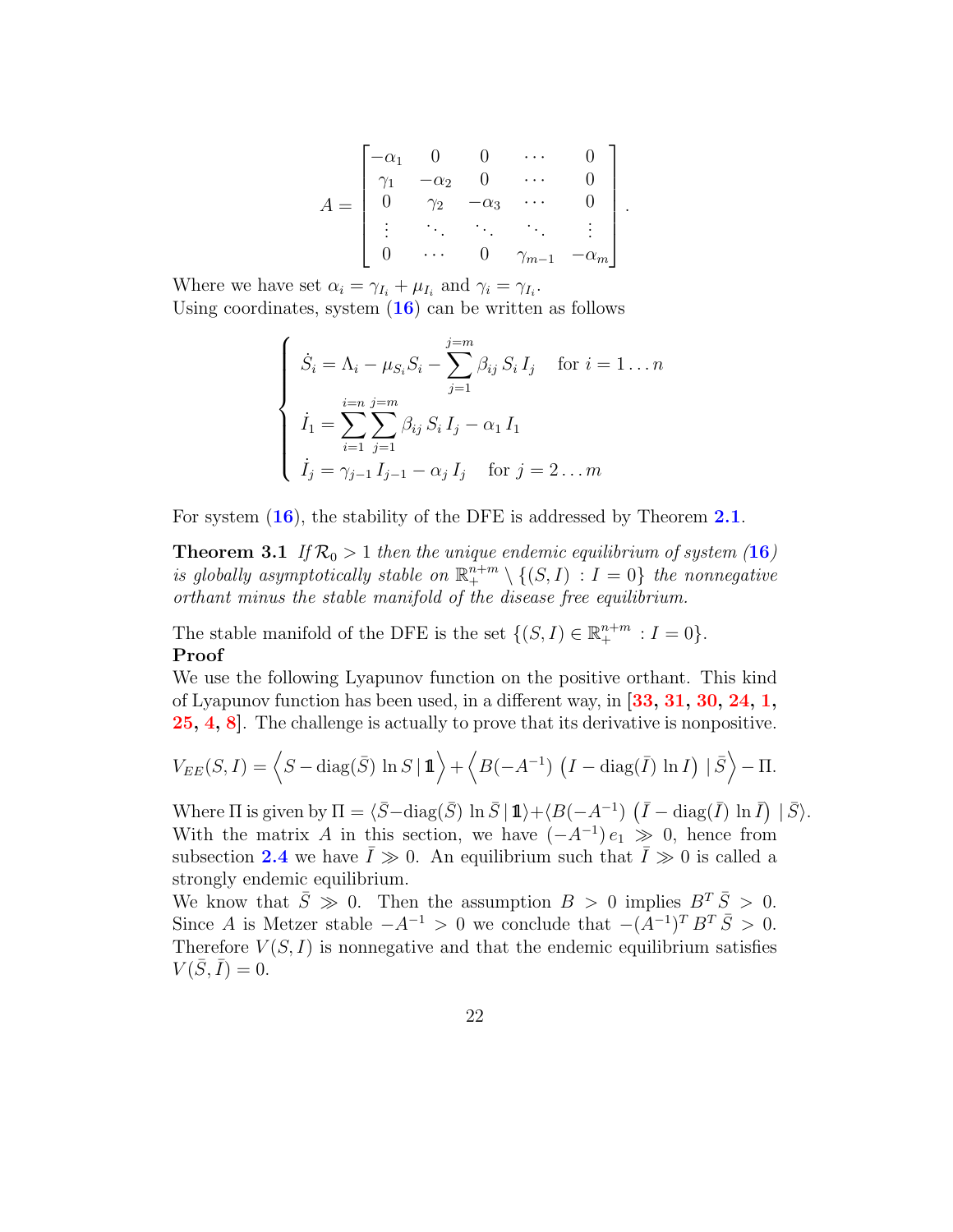$$A = \begin{bmatrix} -\alpha_1 & 0 & 0 & \cdots & 0 \\ \gamma_1 & -\alpha_2 & 0 & \cdots & 0 \\ 0 & \gamma_2 & -\alpha_3 & \cdots & 0 \\ \vdots & \ddots & \ddots & \ddots & \vdots \\ 0 & \cdots & 0 & \gamma_{m-1} & -\alpha_m \end{bmatrix}.$$

Where we have set $\alpha_i = \gamma_{I_i} + \mu_{I_i}$ and $\gamma_i = \gamma_{I_i}$.
Using coordinates, system (16) can be written as follows

$$\begin{cases} \dot{S}_i = \Lambda_i - \mu_{S_i} S_i - \displaystyle\sum_{j=1}^{j=m} \beta_{ij}\, S_i\, I_j \quad \text{for } i = 1 \dots n \\ \dot{I}_1 = \displaystyle\sum_{i=1}^{i=n} \sum_{j=1}^{j=m} \beta_{ij}\, S_i\, I_j - \alpha_1\, I_1 \\ \dot{I}_j = \gamma_{j-1}\, I_{j-1} - \alpha_j\, I_j \quad \text{for } j = 2 \dots m \end{cases}$$

For system (16), the stability of the DFE is addressed by Theorem 2.1.

**Theorem 3.1** *If $\mathcal{R}_0 > 1$ then the unique endemic equilibrium of system (16) is globally asymptotically stable on $\mathbb{R}_+^{n+m} \setminus \{(S,I) \,:\, I = 0\}$ the nonnegative orthant minus the stable manifold of the disease free equilibrium.*

The stable manifold of the DFE is the set $\{(S,I) \in \mathbb{R}_+^{n+m} \,:\, I = 0\}$.
**Proof**
We use the following Lyapunov function on the positive orthant. This kind of Lyapunov function has been used, in a different way, in [33, 31, 30, 24, 1, 25, 4, 8]. The challenge is actually to prove that its derivative is nonpositive.

$$V_{EE}(S,I) = \Big\langle S - \operatorname{diag}(\bar{S})\, \ln S \,|\, \mathbb{1} \Big\rangle + \Big\langle B(-A^{-1})\, \big(I - \operatorname{diag}(\bar{I})\, \ln I\big) \,|\, \bar{S} \Big\rangle - \Pi.$$

Where $\Pi$ is given by $\Pi = \langle \bar{S} - \operatorname{diag}(\bar{S})\, \ln \bar{S} \,|\, \mathbb{1} \rangle + \langle B(-A^{-1})\, \big(\bar{I} - \operatorname{diag}(\bar{I})\, \ln \bar{I}\big) \,|\, \bar{S} \rangle$.
With the matrix $A$ in this section, we have $(-A^{-1})\, e_1 \gg 0$, hence from subsection 2.4 we have $\bar{I} \gg 0$. An equilibrium such that $\bar{I} \gg 0$ is called a strongly endemic equilibrium.
We know that $\bar{S} \gg 0$. Then the assumption $B > 0$ implies $B^T\, \bar{S} > 0$. Since $A$ is Metzer stable $-A^{-1} > 0$ we conclude that $-(A^{-1})^T\, B^T\, \bar{S} > 0$. Therefore $V(S,I)$ is nonnegative and that the endemic equilibrium satisfies $V(\bar{S}, \bar{I}) = 0$.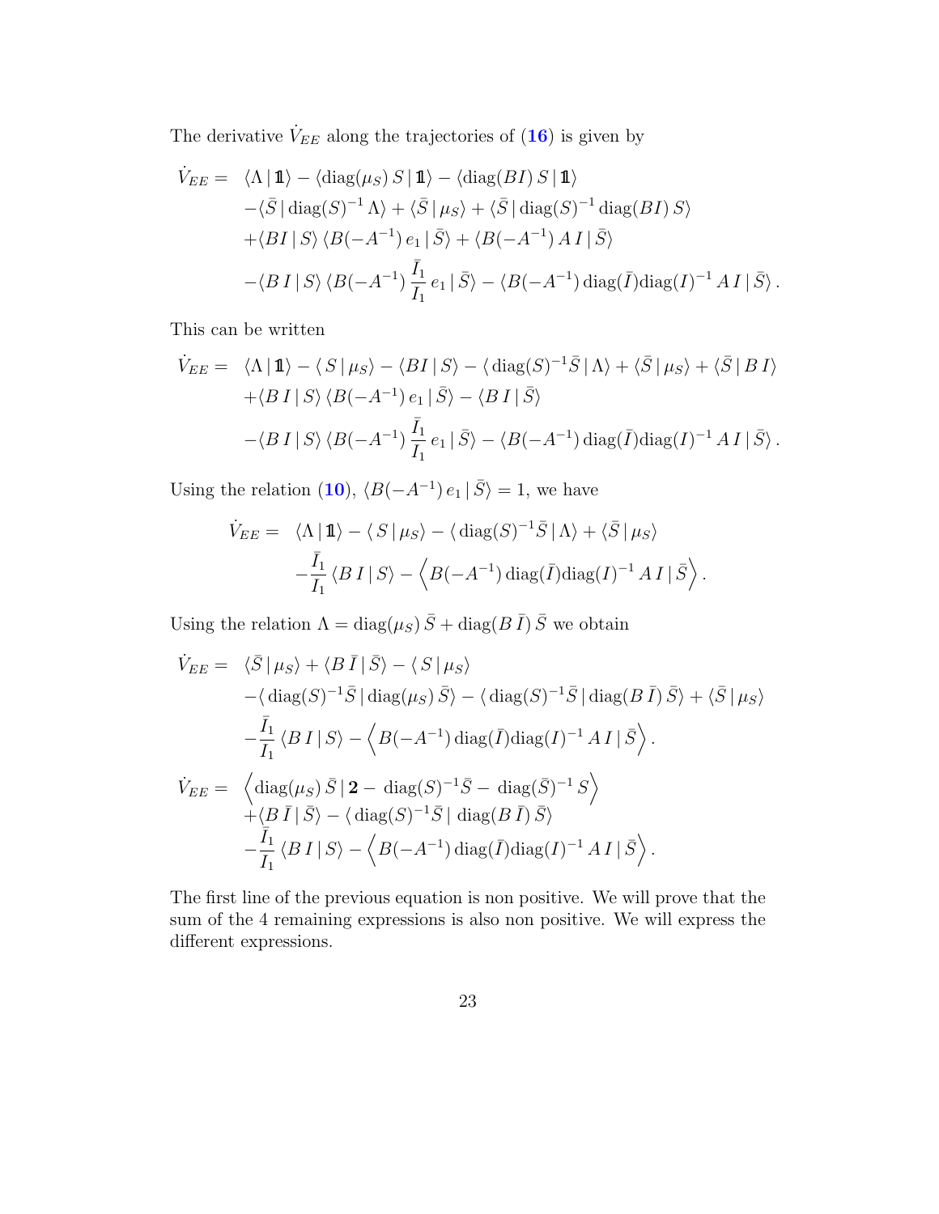The derivative $\dot{V}_{EE}$ along the trajectories of (16) is given by

$$
\begin{aligned}
\dot{V}_{EE} = \;& \langle \Lambda \,|\, \mathbb{1} \rangle - \langle \mathrm{diag}(\mu_S)\, S \,|\, \mathbb{1} \rangle - \langle \mathrm{diag}(BI)\, S \,|\, \mathbb{1} \rangle \\
& - \langle \bar{S} \,|\, \mathrm{diag}(S)^{-1}\, \Lambda \rangle + \langle \bar{S} \,|\, \mu_S \rangle + \langle \bar{S} \,|\, \mathrm{diag}(S)^{-1}\, \mathrm{diag}(BI)\, S \rangle \\
& + \langle BI \,|\, S \rangle \, \langle B(-A^{-1})\, e_1 \,|\, \bar{S} \rangle + \langle B(-A^{-1})\, A\, I \,|\, \bar{S} \rangle \\
& - \langle B\, I \,|\, S \rangle \, \langle B(-A^{-1})\, \frac{\bar{I}_1}{I_1}\, e_1 \,|\, \bar{S} \rangle - \langle B(-A^{-1})\, \mathrm{diag}(\bar{I}) \mathrm{diag}(I)^{-1}\, A\, I \,|\, \bar{S} \rangle \,.
\end{aligned}
$$

This can be written

$$
\begin{aligned}
\dot{V}_{EE} = \;& \langle \Lambda \,|\, \mathbb{1} \rangle - \langle\, S \,|\, \mu_S \rangle - \langle BI \,|\, S \rangle - \langle\, \mathrm{diag}(S)^{-1} \bar{S} \,|\, \Lambda \rangle + \langle \bar{S} \,|\, \mu_S \rangle + \langle \bar{S} \,|\, B\, I \rangle \\
& + \langle B\, I \,|\, S \rangle \, \langle B(-A^{-1})\, e_1 \,|\, \bar{S} \rangle - \langle B\, I \,|\, \bar{S} \rangle \\
& - \langle B\, I \,|\, S \rangle \, \langle B(-A^{-1})\, \frac{\bar{I}_1}{I_1}\, e_1 \,|\, \bar{S} \rangle - \langle B(-A^{-1})\, \mathrm{diag}(\bar{I}) \mathrm{diag}(I)^{-1}\, A\, I \,|\, \bar{S} \rangle \,.
\end{aligned}
$$

Using the relation (10), $\langle B(-A^{-1})\, e_1 \,|\, \bar{S} \rangle = 1$, we have

$$
\begin{aligned}
\dot{V}_{EE} = \;& \langle \Lambda \,|\, \mathbb{1} \rangle - \langle\, S \,|\, \mu_S \rangle - \langle\, \mathrm{diag}(S)^{-1} \bar{S} \,|\, \Lambda \rangle + \langle \bar{S} \,|\, \mu_S \rangle \\
& - \frac{\bar{I}_1}{I_1} \, \langle B\, I \,|\, S \rangle - \left\langle B(-A^{-1})\, \mathrm{diag}(\bar{I}) \mathrm{diag}(I)^{-1}\, A\, I \,|\, \bar{S} \right\rangle .
\end{aligned}
$$

Using the relation $\Lambda = \mathrm{diag}(\mu_S)\, \bar{S} + \mathrm{diag}(B\, \bar{I})\, \bar{S}$ we obtain

$$
\begin{aligned}
\dot{V}_{EE} = \;& \langle \bar{S} \,|\, \mu_S \rangle + \langle B\, \bar{I} \,|\, \bar{S} \rangle - \langle\, S \,|\, \mu_S \rangle \\
& - \langle\, \mathrm{diag}(S)^{-1} \bar{S} \,|\, \mathrm{diag}(\mu_S)\, \bar{S} \rangle - \langle\, \mathrm{diag}(S)^{-1} \bar{S} \,|\, \mathrm{diag}(B\, \bar{I})\, \bar{S} \rangle + \langle \bar{S} \,|\, \mu_S \rangle \\
& - \frac{\bar{I}_1}{I_1} \, \langle B\, I \,|\, S \rangle - \left\langle B(-A^{-1})\, \mathrm{diag}(\bar{I}) \mathrm{diag}(I)^{-1}\, A\, I \,|\, \bar{S} \right\rangle . \\
\dot{V}_{EE} = \;& \left\langle \mathrm{diag}(\mu_S)\, \bar{S} \,|\, \mathbf{2} - \, \mathrm{diag}(S)^{-1} \bar{S} - \, \mathrm{diag}(\bar{S})^{-1}\, S \right\rangle \\
& + \langle B\, \bar{I} \,|\, \bar{S} \rangle - \langle\, \mathrm{diag}(S)^{-1} \bar{S} \,|\, \mathrm{diag}(B\, \bar{I})\, \bar{S} \rangle \\
& - \frac{\bar{I}_1}{I_1} \, \langle B\, I \,|\, S \rangle - \left\langle B(-A^{-1})\, \mathrm{diag}(\bar{I}) \mathrm{diag}(I)^{-1}\, A\, I \,|\, \bar{S} \right\rangle .
\end{aligned}
$$

The first line of the previous equation is non positive. We will prove that the sum of the 4 remaining expressions is also non positive. We will express the different expressions.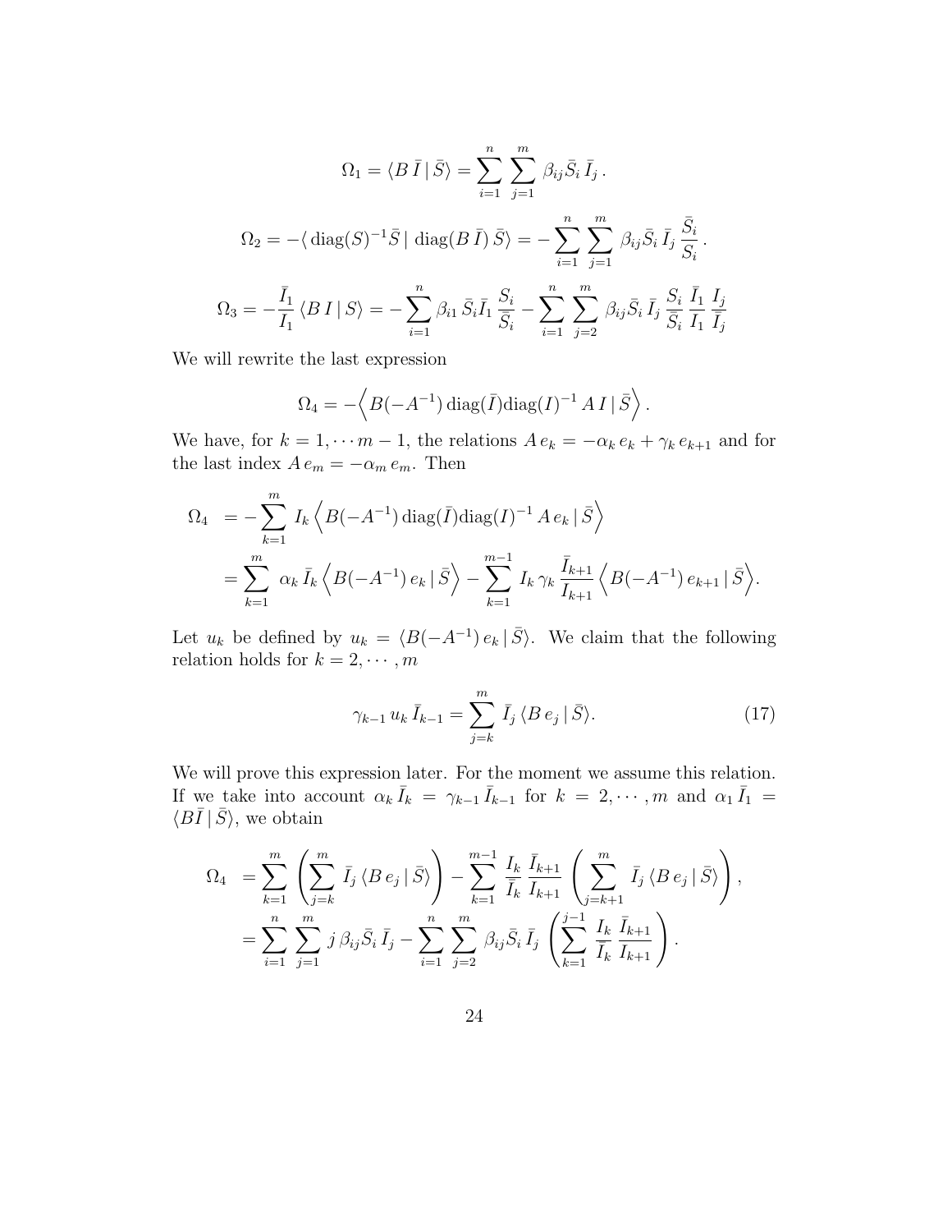$$\Omega_1 = \langle B\,\bar{I}\,|\,\bar{S}\rangle = \sum_{i=1}^{n}\,\sum_{j=1}^{m}\,\beta_{ij}\bar{S}_i\,\bar{I}_j\,.$$

$$\Omega_2 = -\langle\,\mathrm{diag}(S)^{-1}\bar{S}\,|\,\mathrm{diag}(B\,\bar{I})\,\bar{S}\rangle = -\sum_{i=1}^{n}\,\sum_{j=1}^{m}\,\beta_{ij}\bar{S}_i\,\bar{I}_j\,\frac{\bar{S}_i}{S_i}\,.$$

$$\Omega_3 = -\frac{\bar{I}_1}{I_1}\,\langle B\,I\,|\,S\rangle = -\sum_{i=1}^{n}\,\beta_{i1}\,\bar{S}_i\bar{I}_1\,\frac{S_i}{\bar{S}_i} - \sum_{i=1}^{n}\,\sum_{j=2}^{m}\,\beta_{ij}\bar{S}_i\,\bar{I}_j\,\frac{S_i}{\bar{S}_i}\,\frac{\bar{I}_1}{I_1}\,\frac{I_j}{\bar{I}_j}$$

We will rewrite the last expression

$$\Omega_4 = -\Big\langle B(-A^{-1})\,\mathrm{diag}(\bar{I})\mathrm{diag}(I)^{-1}\,A\,I\,|\,\bar{S}\Big\rangle\,.$$

We have, for $k = 1,\cdots m-1$, the relations $A\,e_k = -\alpha_k\,e_k + \gamma_k\,e_{k+1}$ and for the last index $A\,e_m = -\alpha_m\,e_m$. Then

$$\begin{aligned}
\Omega_4 &= -\sum_{k=1}^{m}\,I_k\,\Big\langle B(-A^{-1})\,\mathrm{diag}(\bar{I})\mathrm{diag}(I)^{-1}\,A\,e_k\,|\,\bar{S}\Big\rangle \\
&= \sum_{k=1}^{m}\,\alpha_k\,\bar{I}_k\,\Big\langle B(-A^{-1})\,e_k\,|\,\bar{S}\Big\rangle - \sum_{k=1}^{m-1}\,I_k\,\gamma_k\,\frac{\bar{I}_{k+1}}{I_{k+1}}\,\Big\langle B(-A^{-1})\,e_{k+1}\,|\,\bar{S}\Big\rangle.
\end{aligned}$$

Let $u_k$ be defined by $u_k = \langle B(-A^{-1})\,e_k\,|\,\bar{S}\rangle$. We claim that the following relation holds for $k = 2,\cdots,m$

$$\gamma_{k-1}\,u_k\,\bar{I}_{k-1} = \sum_{j=k}^{m}\,\bar{I}_j\,\langle B\,e_j\,|\,\bar{S}\rangle. \tag{17}$$

We will prove this expression later. For the moment we assume this relation. If we take into account $\alpha_k\,\bar{I}_k = \gamma_{k-1}\,\bar{I}_{k-1}$ for $k = 2,\cdots,m$ and $\alpha_1\,\bar{I}_1 = \langle B\bar{I}\,|\,\bar{S}\rangle$, we obtain

$$\begin{aligned}
\Omega_4 &= \sum_{k=1}^{m}\,\left(\sum_{j=k}^{m}\,\bar{I}_j\,\langle B\,e_j\,|\,\bar{S}\rangle\right) - \sum_{k=1}^{m-1}\,\frac{I_k}{\bar{I}_k}\,\frac{\bar{I}_{k+1}}{I_{k+1}}\,\left(\sum_{j=k+1}^{m}\,\bar{I}_j\,\langle B\,e_j\,|\,\bar{S}\rangle\right), \\
&= \sum_{i=1}^{n}\,\sum_{j=1}^{m}\,j\,\beta_{ij}\bar{S}_i\,\bar{I}_j - \sum_{i=1}^{n}\,\sum_{j=2}^{m}\,\beta_{ij}\bar{S}_i\,\bar{I}_j\,\left(\sum_{k=1}^{j-1}\,\frac{I_k}{\bar{I}_k}\,\frac{\bar{I}_{k+1}}{I_{k+1}}\right).
\end{aligned}$$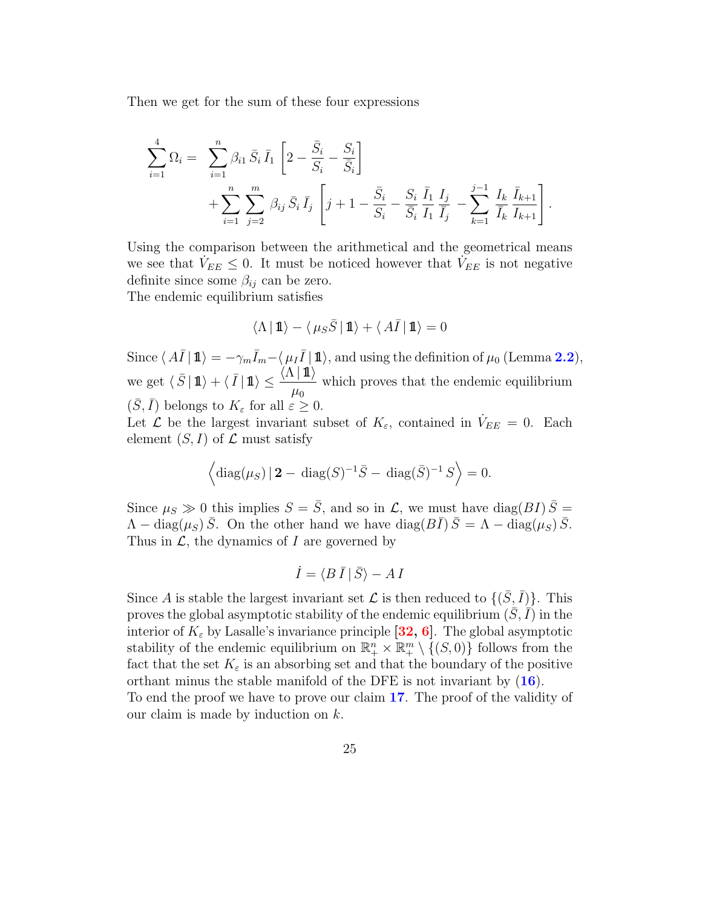Then we get for the sum of these four expressions

$$
\begin{aligned}
\sum_{i=1}^{4} \Omega_i = & \sum_{i=1}^{n} \beta_{i1}\, \bar{S}_i\, \bar{I}_1 \left[ 2 - \frac{\bar{S}_i}{S_i} - \frac{S_i}{\bar{S}_i} \right] \\
& + \sum_{i=1}^{n} \sum_{j=2}^{m} \beta_{ij}\, \bar{S}_i\, \bar{I}_j \left[ j + 1 - \frac{\bar{S}_i}{S_i} - \frac{S_i}{\bar{S}_i}\, \frac{\bar{I}_1}{I_1}\, \frac{I_j}{\bar{I}_j} - \sum_{k=1}^{j-1} \frac{I_k}{\bar{I}_k}\, \frac{\bar{I}_{k+1}}{I_{k+1}} \right].
\end{aligned}
$$

Using the comparison between the arithmetical and the geometrical means we see that $\dot{V}_{EE} \leq 0$. It must be noticed however that $\dot{V}_{EE}$ is not negative definite since some $\beta_{ij}$ can be zero.

The endemic equilibrium satisfies

$$
\langle \Lambda \,|\, \mathbb{1} \rangle - \langle \mu_S \bar{S} \,|\, \mathbb{1} \rangle + \langle A \bar{I} \,|\, \mathbb{1} \rangle = 0
$$

Since $\langle A\bar{I} \,|\, \mathbb{1} \rangle = -\gamma_m \bar{I}_m - \langle \mu_I \bar{I} \,|\, \mathbb{1} \rangle$, and using the definition of $\mu_0$ (Lemma 2.2), we get $\langle \bar{S} \,|\, \mathbb{1} \rangle + \langle \bar{I} \,|\, \mathbb{1} \rangle \leq \dfrac{\langle \Lambda \,|\, \mathbb{1} \rangle}{\mu_0}$ which proves that the endemic equilibrium $(\bar{S}, \bar{I})$ belongs to $K_\varepsilon$ for all $\varepsilon \geq 0$.

Let $\mathcal{L}$ be the largest invariant subset of $K_\varepsilon$, contained in $\dot{V}_{EE} = 0$. Each element $(S, I)$ of $\mathcal{L}$ must satisfy

$$
\Big\langle \mathrm{diag}(\mu_S) \,|\, \mathbf{2} - \mathrm{diag}(S)^{-1} \bar{S} - \mathrm{diag}(\bar{S})^{-1}\, S \Big\rangle = 0.
$$

Since $\mu_S \gg 0$ this implies $S = \bar{S}$, and so in $\mathcal{L}$, we must have $\mathrm{diag}(BI)\, \bar{S} = \Lambda - \mathrm{diag}(\mu_S)\, \bar{S}$. On the other hand we have $\mathrm{diag}(B\bar{I})\, \bar{S} = \Lambda - \mathrm{diag}(\mu_S)\, \bar{S}$. Thus in $\mathcal{L}$, the dynamics of $I$ are governed by

$$
\dot{I} = \langle B\, \bar{I} \,|\, \bar{S} \rangle - A\, I
$$

Since $A$ is stable the largest invariant set $\mathcal{L}$ is then reduced to $\{(\bar{S}, \bar{I})\}$. This proves the global asymptotic stability of the endemic equilibrium $(\bar{S}, \bar{I})$ in the interior of $K_\varepsilon$ by Lasalle's invariance principle [32, 6]. The global asymptotic stability of the endemic equilibrium on $\mathbb{R}^n_+ \times \mathbb{R}^m_+ \setminus \{(S, 0)\}$ follows from the fact that the set $K_\varepsilon$ is an absorbing set and that the boundary of the positive orthant minus the stable manifold of the DFE is not invariant by (16).

To end the proof we have to prove our claim 17. The proof of the validity of our claim is made by induction on $k$.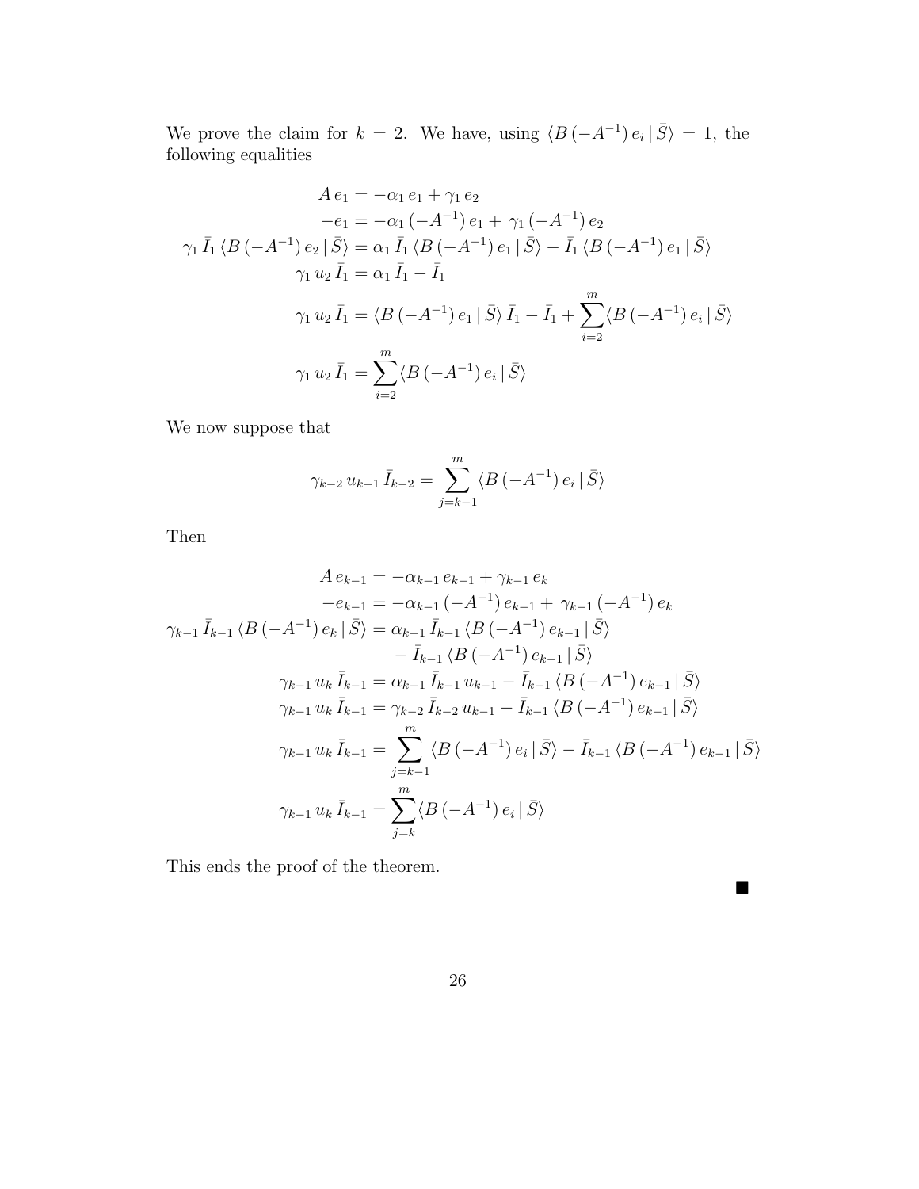We prove the claim for $k = 2$. We have, using $\langle B\,(-A^{-1})\,e_i \,|\, \bar{S}\rangle = 1$, the following equalities

$$
\begin{aligned}
A\,e_1 &= -\alpha_1\,e_1 + \gamma_1\,e_2 \\
-e_1 &= -\alpha_1\,(-A^{-1})\,e_1 + \gamma_1\,(-A^{-1})\,e_2 \\
\gamma_1\,\bar{I}_1\,\langle B\,(-A^{-1})\,e_2 \,|\, \bar{S}\rangle &= \alpha_1\,\bar{I}_1\,\langle B\,(-A^{-1})\,e_1 \,|\, \bar{S}\rangle - \bar{I}_1\,\langle B\,(-A^{-1})\,e_1 \,|\, \bar{S}\rangle \\
\gamma_1\,u_2\,\bar{I}_1 &= \alpha_1\,\bar{I}_1 - \bar{I}_1 \\
\gamma_1\,u_2\,\bar{I}_1 &= \langle B\,(-A^{-1})\,e_1 \,|\, \bar{S}\rangle\,\bar{I}_1 - \bar{I}_1 + \sum_{i=2}^{m}\langle B\,(-A^{-1})\,e_i \,|\, \bar{S}\rangle \\
\gamma_1\,u_2\,\bar{I}_1 &= \sum_{i=2}^{m}\langle B\,(-A^{-1})\,e_i \,|\, \bar{S}\rangle
\end{aligned}
$$

We now suppose that

$$
\gamma_{k-2}\,u_{k-1}\,\bar{I}_{k-2} = \sum_{j=k-1}^{m}\langle B\,(-A^{-1})\,e_i \,|\, \bar{S}\rangle
$$

Then

$$
\begin{aligned}
A\,e_{k-1} &= -\alpha_{k-1}\,e_{k-1} + \gamma_{k-1}\,e_k \\
-e_{k-1} &= -\alpha_{k-1}\,(-A^{-1})\,e_{k-1} + \gamma_{k-1}\,(-A^{-1})\,e_k \\
\gamma_{k-1}\,\bar{I}_{k-1}\,\langle B\,(-A^{-1})\,e_k \,|\, \bar{S}\rangle &= \alpha_{k-1}\,\bar{I}_{k-1}\,\langle B\,(-A^{-1})\,e_{k-1} \,|\, \bar{S}\rangle \\
&\quad - \bar{I}_{k-1}\,\langle B\,(-A^{-1})\,e_{k-1} \,|\, \bar{S}\rangle \\
\gamma_{k-1}\,u_k\,\bar{I}_{k-1} &= \alpha_{k-1}\,\bar{I}_{k-1}\,u_{k-1} - \bar{I}_{k-1}\,\langle B\,(-A^{-1})\,e_{k-1} \,|\, \bar{S}\rangle \\
\gamma_{k-1}\,u_k\,\bar{I}_{k-1} &= \gamma_{k-2}\,\bar{I}_{k-2}\,u_{k-1} - \bar{I}_{k-1}\,\langle B\,(-A^{-1})\,e_{k-1} \,|\, \bar{S}\rangle \\
\gamma_{k-1}\,u_k\,\bar{I}_{k-1} &= \sum_{j=k-1}^{m}\langle B\,(-A^{-1})\,e_i \,|\, \bar{S}\rangle - \bar{I}_{k-1}\,\langle B\,(-A^{-1})\,e_{k-1} \,|\, \bar{S}\rangle \\
\gamma_{k-1}\,u_k\,\bar{I}_{k-1} &= \sum_{j=k}^{m}\langle B\,(-A^{-1})\,e_i \,|\, \bar{S}\rangle
\end{aligned}
$$

This ends the proof of the theorem.

■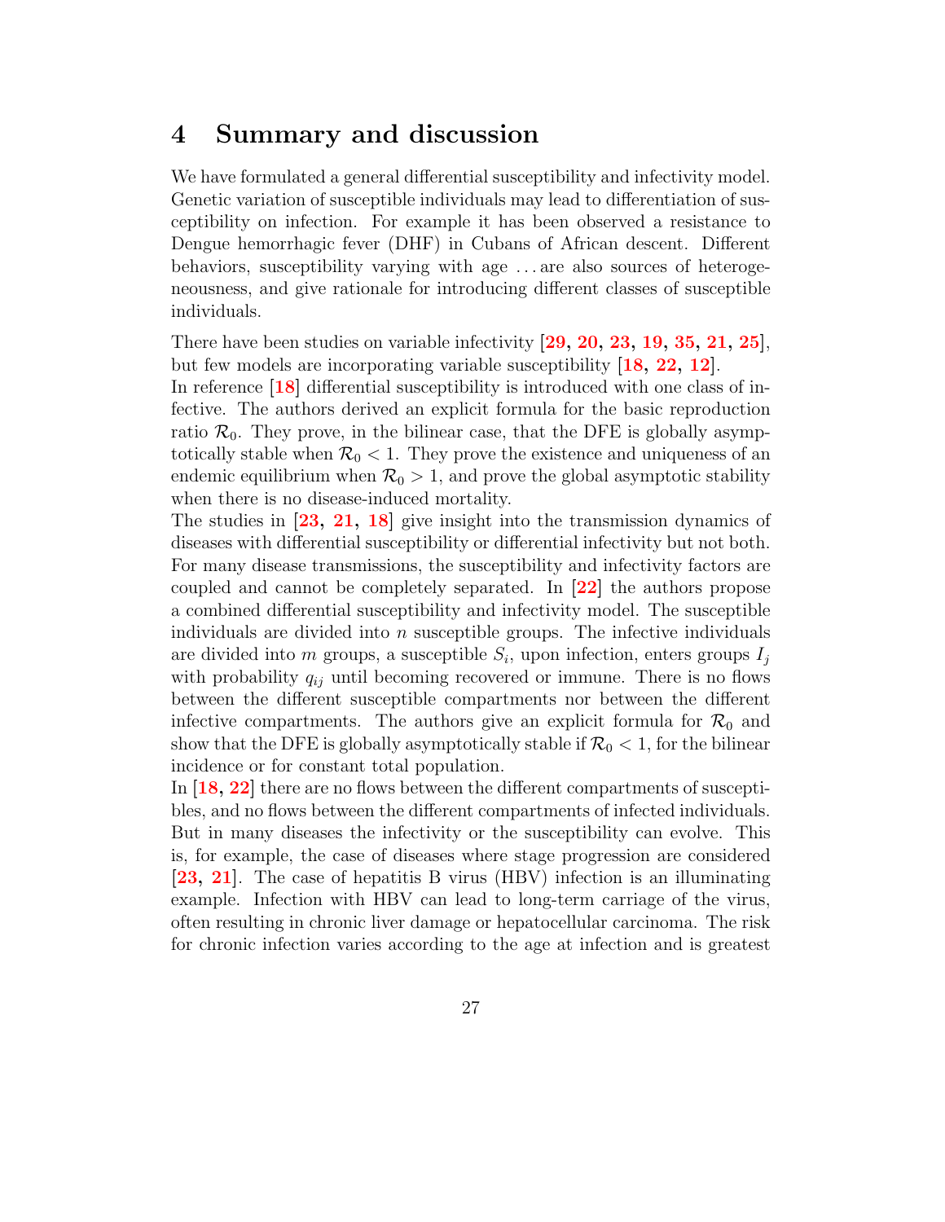# 4 Summary and discussion

We have formulated a general differential susceptibility and infectivity model. Genetic variation of susceptible individuals may lead to differentiation of susceptibility on infection. For example it has been observed a resistance to Dengue hemorrhagic fever (DHF) in Cubans of African descent. Different behaviors, susceptibility varying with age ... are also sources of heterogeneousness, and give rationale for introducing different classes of susceptible individuals.

There have been studies on variable infectivity [29, 20, 23, 19, 35, 21, 25], but few models are incorporating variable susceptibility [18, 22, 12].
In reference [18] differential susceptibility is introduced with one class of infective. The authors derived an explicit formula for the basic reproduction ratio $\mathcal{R}_0$. They prove, in the bilinear case, that the DFE is globally asymptotically stable when $\mathcal{R}_0 < 1$. They prove the existence and uniqueness of an endemic equilibrium when $\mathcal{R}_0 > 1$, and prove the global asymptotic stability when there is no disease-induced mortality.
The studies in [23, 21, 18] give insight into the transmission dynamics of diseases with differential susceptibility or differential infectivity but not both. For many disease transmissions, the susceptibility and infectivity factors are coupled and cannot be completely separated. In [22] the authors propose a combined differential susceptibility and infectivity model. The susceptible individuals are divided into $n$ susceptible groups. The infective individuals are divided into $m$ groups, a susceptible $S_i$, upon infection, enters groups $I_j$ with probability $q_{ij}$ until becoming recovered or immune. There is no flows between the different susceptible compartments nor between the different infective compartments. The authors give an explicit formula for $\mathcal{R}_0$ and show that the DFE is globally asymptotically stable if $\mathcal{R}_0 < 1$, for the bilinear incidence or for constant total population.
In [18, 22] there are no flows between the different compartments of susceptibles, and no flows between the different compartments of infected individuals. But in many diseases the infectivity or the susceptibility can evolve. This is, for example, the case of diseases where stage progression are considered [23, 21]. The case of hepatitis B virus (HBV) infection is an illuminating example. Infection with HBV can lead to long-term carriage of the virus, often resulting in chronic liver damage or hepatocellular carcinoma. The risk for chronic infection varies according to the age at infection and is greatest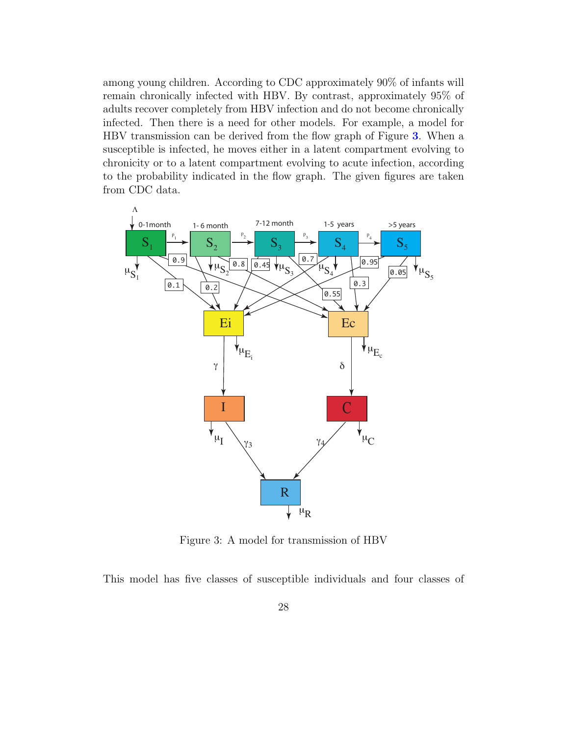among young children. According to CDC approximately 90% of infants will remain chronically infected with HBV. By contrast, approximately 95% of adults recover completely from HBV infection and do not become chronically infected. Then there is a need for other models. For example, a model for HBV transmission can be derived from the flow graph of Figure **3**. When a susceptible is infected, he moves either in a latent compartment evolving to chronicity or to a latent compartment evolving to acute infection, according to the probability indicated in the flow graph. The given figures are taken from CDC data.

Figure 3: A model for transmission of HBV

This model has five classes of susceptible individuals and four classes of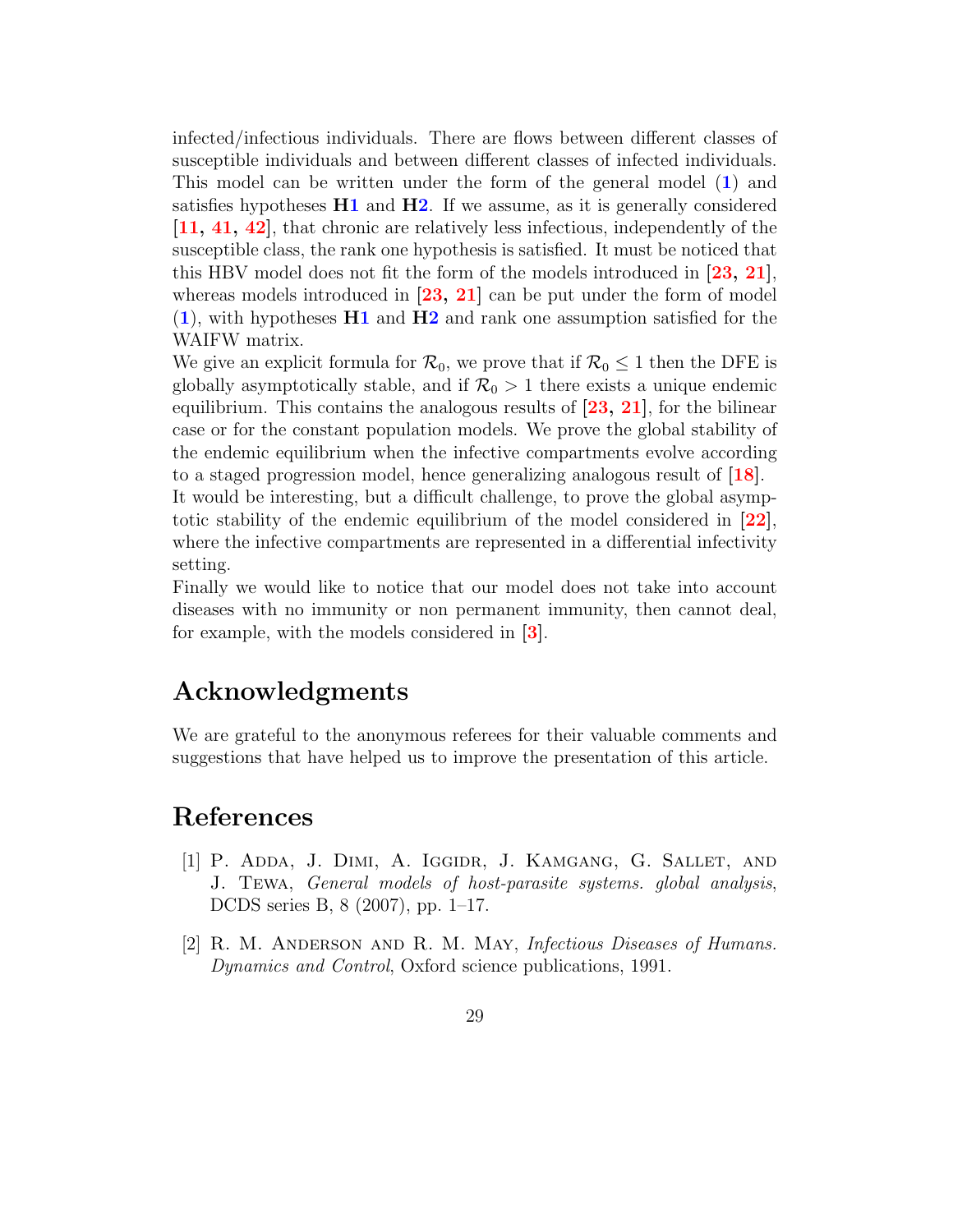infected/infectious individuals. There are flows between different classes of susceptible individuals and between different classes of infected individuals. This model can be written under the form of the general model (1) and satisfies hypotheses **H1** and **H2**. If we assume, as it is generally considered [11, 41, 42], that chronic are relatively less infectious, independently of the susceptible class, the rank one hypothesis is satisfied. It must be noticed that this HBV model does not fit the form of the models introduced in [23, 21], whereas models introduced in [23, 21] can be put under the form of model (1), with hypotheses **H1** and **H2** and rank one assumption satisfied for the WAIFW matrix.

We give an explicit formula for $\mathcal{R}_0$, we prove that if $\mathcal{R}_0 \leq 1$ then the DFE is globally asymptotically stable, and if $\mathcal{R}_0 > 1$ there exists a unique endemic equilibrium. This contains the analogous results of [23, 21], for the bilinear case or for the constant population models. We prove the global stability of the endemic equilibrium when the infective compartments evolve according to a staged progression model, hence generalizing analogous result of [18].

It would be interesting, but a difficult challenge, to prove the global asymptotic stability of the endemic equilibrium of the model considered in [22], where the infective compartments are represented in a differential infectivity setting.

Finally we would like to notice that our model does not take into account diseases with no immunity or non permanent immunity, then cannot deal, for example, with the models considered in [3].

## Acknowledgments

We are grateful to the anonymous referees for their valuable comments and suggestions that have helped us to improve the presentation of this article.

## References

[1] P. Adda, J. Dimi, A. Iggidr, J. Kamgang, G. Sallet, and J. Tewa, *General models of host-parasite systems. global analysis*, DCDS series B, 8 (2007), pp. 1–17.

[2] R. M. Anderson and R. M. May, *Infectious Diseases of Humans. Dynamics and Control*, Oxford science publications, 1991.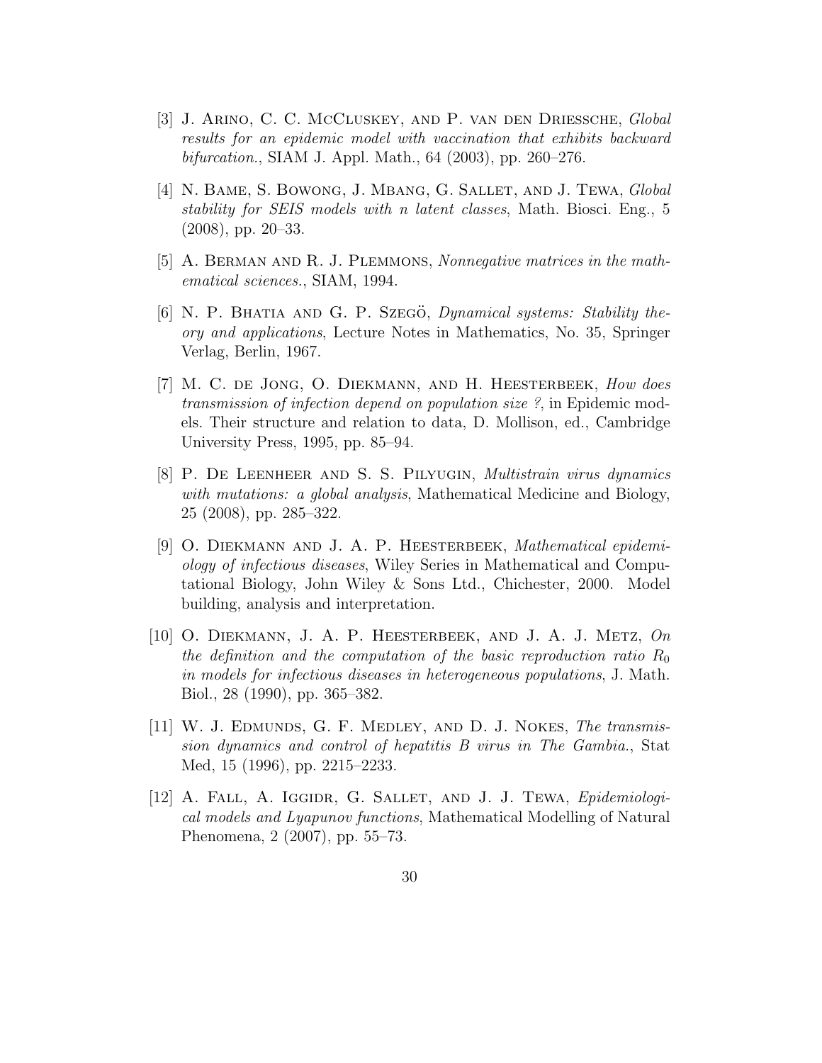[3] J. Arino, C. C. McCluskey, and P. van den Driessche, *Global results for an epidemic model with vaccination that exhibits backward bifurcation.*, SIAM J. Appl. Math., 64 (2003), pp. 260–276.

[4] N. Bame, S. Bowong, J. Mbang, G. Sallet, and J. Tewa, *Global stability for SEIS models with n latent classes*, Math. Biosci. Eng., 5 (2008), pp. 20–33.

[5] A. Berman and R. J. Plemmons, *Nonnegative matrices in the mathematical sciences.*, SIAM, 1994.

[6] N. P. Bhatia and G. P. Szegö, *Dynamical systems: Stability theory and applications*, Lecture Notes in Mathematics, No. 35, Springer Verlag, Berlin, 1967.

[7] M. C. de Jong, O. Diekmann, and H. Heesterbeek, *How does transmission of infection depend on population size ?*, in Epidemic models. Their structure and relation to data, D. Mollison, ed., Cambridge University Press, 1995, pp. 85–94.

[8] P. De Leenheer and S. S. Pilyugin, *Multistrain virus dynamics with mutations: a global analysis*, Mathematical Medicine and Biology, 25 (2008), pp. 285–322.

[9] O. Diekmann and J. A. P. Heesterbeek, *Mathematical epidemiology of infectious diseases*, Wiley Series in Mathematical and Computational Biology, John Wiley & Sons Ltd., Chichester, 2000. Model building, analysis and interpretation.

[10] O. Diekmann, J. A. P. Heesterbeek, and J. A. J. Metz, *On the definition and the computation of the basic reproduction ratio $R_0$ in models for infectious diseases in heterogeneous populations*, J. Math. Biol., 28 (1990), pp. 365–382.

[11] W. J. Edmunds, G. F. Medley, and D. J. Nokes, *The transmission dynamics and control of hepatitis B virus in The Gambia.*, Stat Med, 15 (1996), pp. 2215–2233.

[12] A. Fall, A. Iggidr, G. Sallet, and J. J. Tewa, *Epidemiological models and Lyapunov functions*, Mathematical Modelling of Natural Phenomena, 2 (2007), pp. 55–73.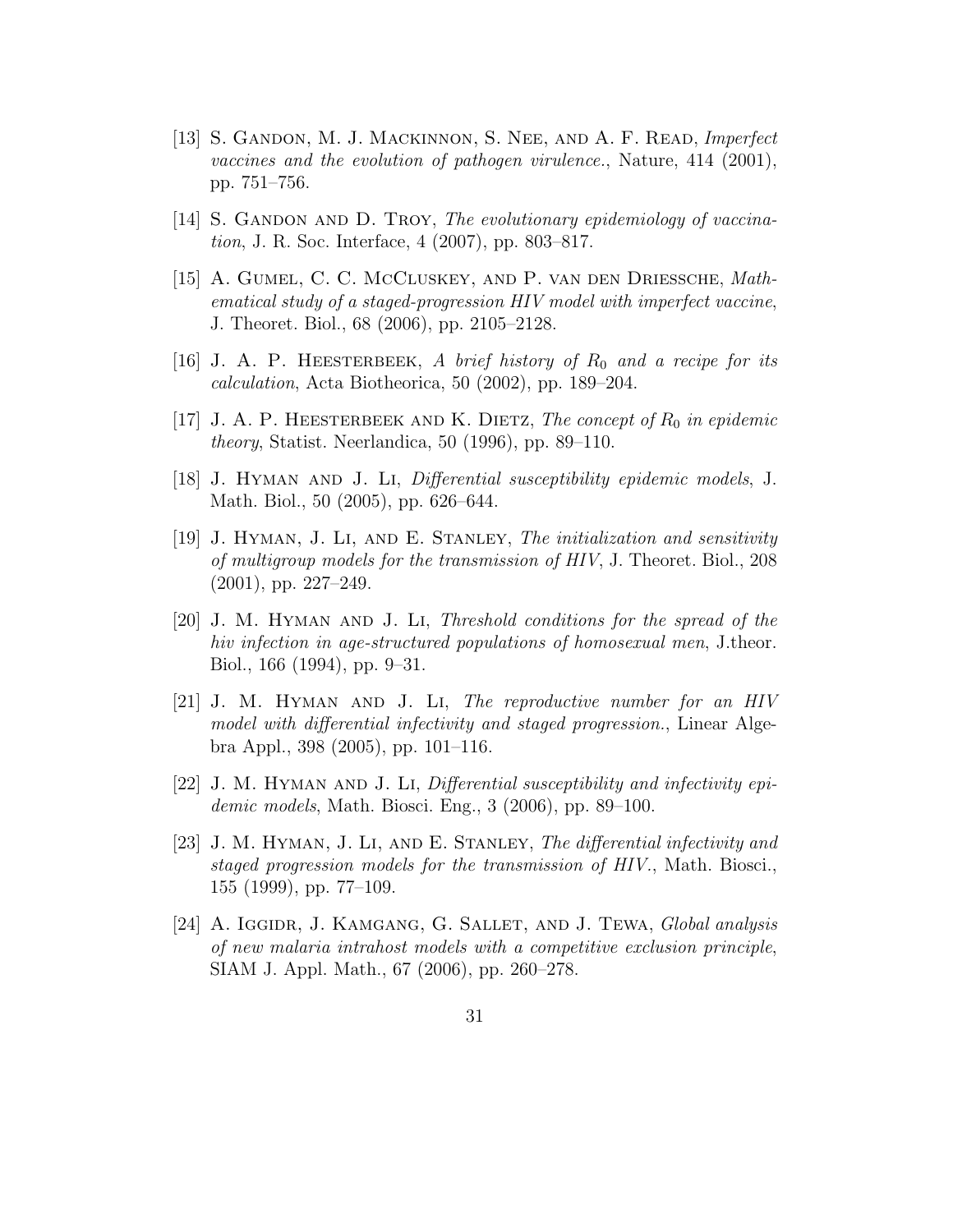[13] S. Gandon, M. J. Mackinnon, S. Nee, and A. F. Read, *Imperfect vaccines and the evolution of pathogen virulence.*, Nature, 414 (2001), pp. 751–756.

[14] S. Gandon and D. Troy, *The evolutionary epidemiology of vaccination*, J. R. Soc. Interface, 4 (2007), pp. 803–817.

[15] A. Gumel, C. C. McCluskey, and P. van den Driessche, *Mathematical study of a staged-progression HIV model with imperfect vaccine*, J. Theoret. Biol., 68 (2006), pp. 2105–2128.

[16] J. A. P. Heesterbeek, *A brief history of $R_0$ and a recipe for its calculation*, Acta Biotheorica, 50 (2002), pp. 189–204.

[17] J. A. P. Heesterbeek and K. Dietz, *The concept of $R_0$ in epidemic theory*, Statist. Neerlandica, 50 (1996), pp. 89–110.

[18] J. Hyman and J. Li, *Differential susceptibility epidemic models*, J. Math. Biol., 50 (2005), pp. 626–644.

[19] J. Hyman, J. Li, and E. Stanley, *The initialization and sensitivity of multigroup models for the transmission of HIV*, J. Theoret. Biol., 208 (2001), pp. 227–249.

[20] J. M. Hyman and J. Li, *Threshold conditions for the spread of the hiv infection in age-structured populations of homosexual men*, J.theor. Biol., 166 (1994), pp. 9–31.

[21] J. M. Hyman and J. Li, *The reproductive number for an HIV model with differential infectivity and staged progression.*, Linear Algebra Appl., 398 (2005), pp. 101–116.

[22] J. M. Hyman and J. Li, *Differential susceptibility and infectivity epidemic models*, Math. Biosci. Eng., 3 (2006), pp. 89–100.

[23] J. M. Hyman, J. Li, and E. Stanley, *The differential infectivity and staged progression models for the transmission of HIV.*, Math. Biosci., 155 (1999), pp. 77–109.

[24] A. Iggidr, J. Kamgang, G. Sallet, and J. Tewa, *Global analysis of new malaria intrahost models with a competitive exclusion principle*, SIAM J. Appl. Math., 67 (2006), pp. 260–278.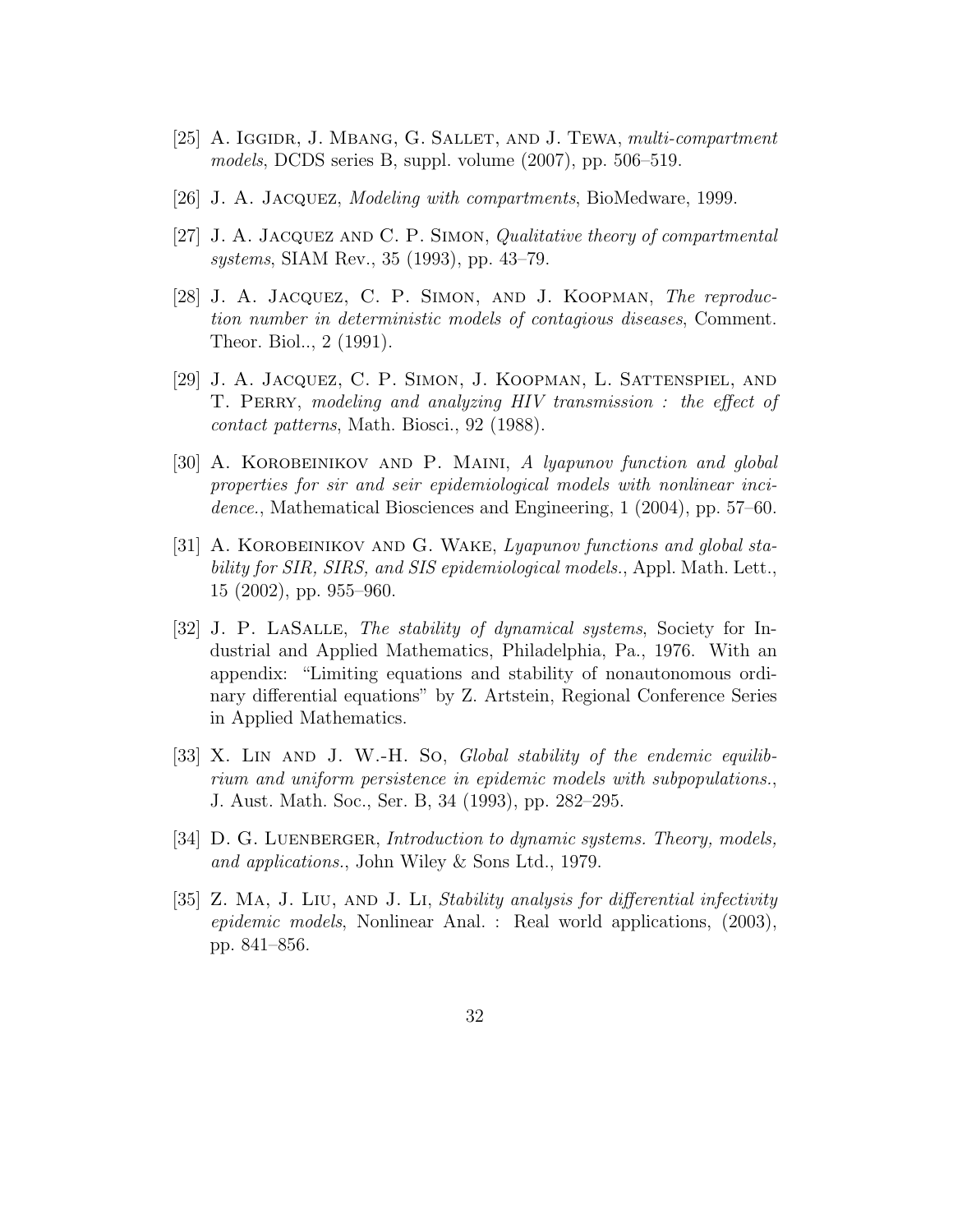[25] A. Iggidr, J. Mbang, G. Sallet, and J. Tewa, *multi-compartment models*, DCDS series B, suppl. volume (2007), pp. 506–519.

[26] J. A. Jacquez, *Modeling with compartments*, BioMedware, 1999.

[27] J. A. Jacquez and C. P. Simon, *Qualitative theory of compartmental systems*, SIAM Rev., 35 (1993), pp. 43–79.

[28] J. A. Jacquez, C. P. Simon, and J. Koopman, *The reproduction number in deterministic models of contagious diseases*, Comment. Theor. Biol.., 2 (1991).

[29] J. A. Jacquez, C. P. Simon, J. Koopman, L. Sattenspiel, and T. Perry, *modeling and analyzing HIV transmission : the effect of contact patterns*, Math. Biosci., 92 (1988).

[30] A. Korobeinikov and P. Maini, *A lyapunov function and global properties for sir and seir epidemiological models with nonlinear incidence.*, Mathematical Biosciences and Engineering, 1 (2004), pp. 57–60.

[31] A. Korobeinikov and G. Wake, *Lyapunov functions and global stability for SIR, SIRS, and SIS epidemiological models.*, Appl. Math. Lett., 15 (2002), pp. 955–960.

[32] J. P. LaSalle, *The stability of dynamical systems*, Society for Industrial and Applied Mathematics, Philadelphia, Pa., 1976. With an appendix: "Limiting equations and stability of nonautonomous ordinary differential equations" by Z. Artstein, Regional Conference Series in Applied Mathematics.

[33] X. Lin and J. W.-H. So, *Global stability of the endemic equilibrium and uniform persistence in epidemic models with subpopulations.*, J. Aust. Math. Soc., Ser. B, 34 (1993), pp. 282–295.

[34] D. G. Luenberger, *Introduction to dynamic systems. Theory, models, and applications.*, John Wiley & Sons Ltd., 1979.

[35] Z. Ma, J. Liu, and J. Li, *Stability analysis for differential infectivity epidemic models*, Nonlinear Anal. : Real world applications, (2003), pp. 841–856.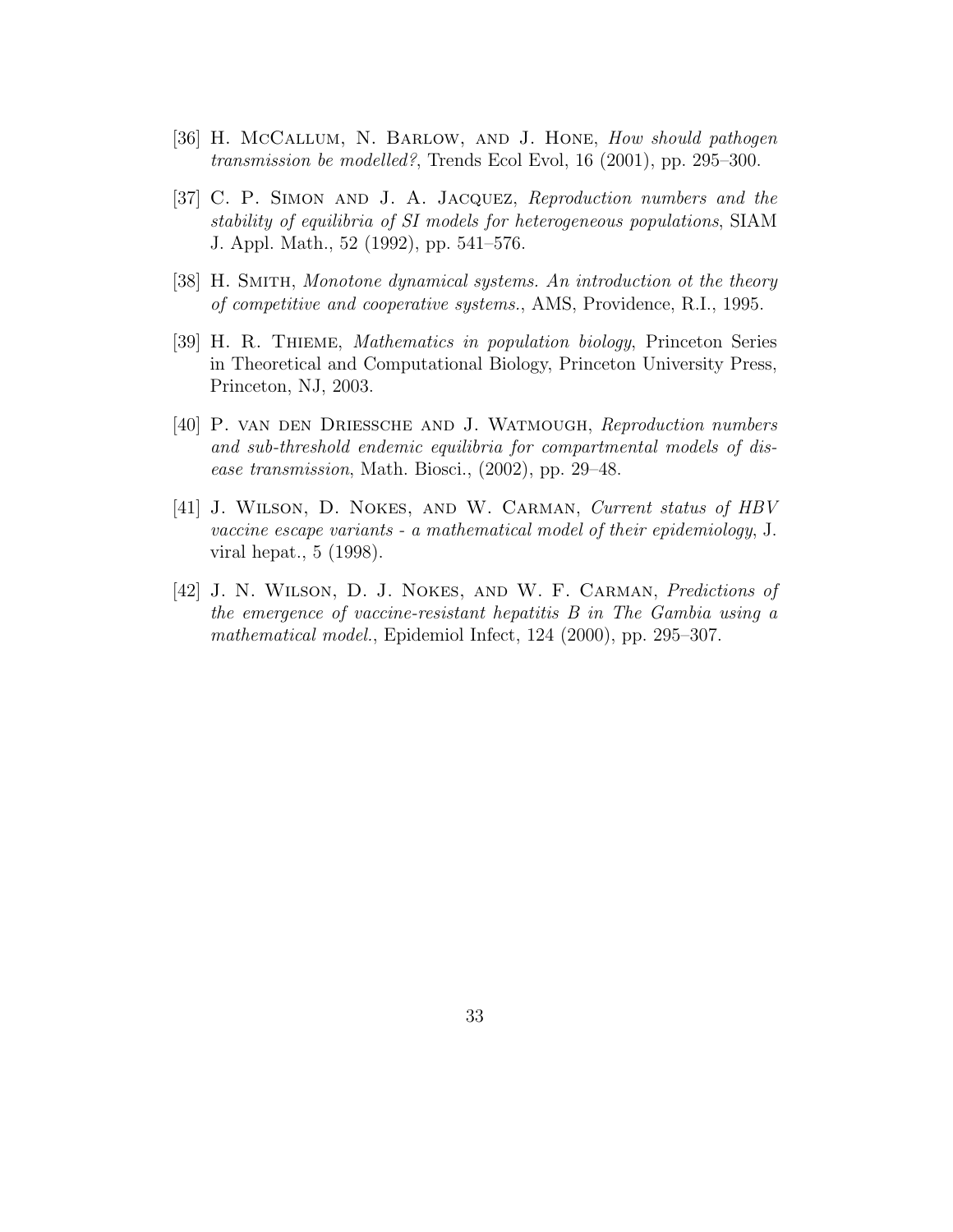[36] H. McCallum, N. Barlow, and J. Hone, *How should pathogen transmission be modelled?*, Trends Ecol Evol, 16 (2001), pp. 295–300.

[37] C. P. Simon and J. A. Jacquez, *Reproduction numbers and the stability of equilibria of SI models for heterogeneous populations*, SIAM J. Appl. Math., 52 (1992), pp. 541–576.

[38] H. Smith, *Monotone dynamical systems. An introduction ot the theory of competitive and cooperative systems.*, AMS, Providence, R.I., 1995.

[39] H. R. Thieme, *Mathematics in population biology*, Princeton Series in Theoretical and Computational Biology, Princeton University Press, Princeton, NJ, 2003.

[40] P. van den Driessche and J. Watmough, *Reproduction numbers and sub-threshold endemic equilibria for compartmental models of disease transmission*, Math. Biosci., (2002), pp. 29–48.

[41] J. Wilson, D. Nokes, and W. Carman, *Current status of HBV vaccine escape variants - a mathematical model of their epidemiology*, J. viral hepat., 5 (1998).

[42] J. N. Wilson, D. J. Nokes, and W. F. Carman, *Predictions of the emergence of vaccine-resistant hepatitis B in The Gambia using a mathematical model.*, Epidemiol Infect, 124 (2000), pp. 295–307.